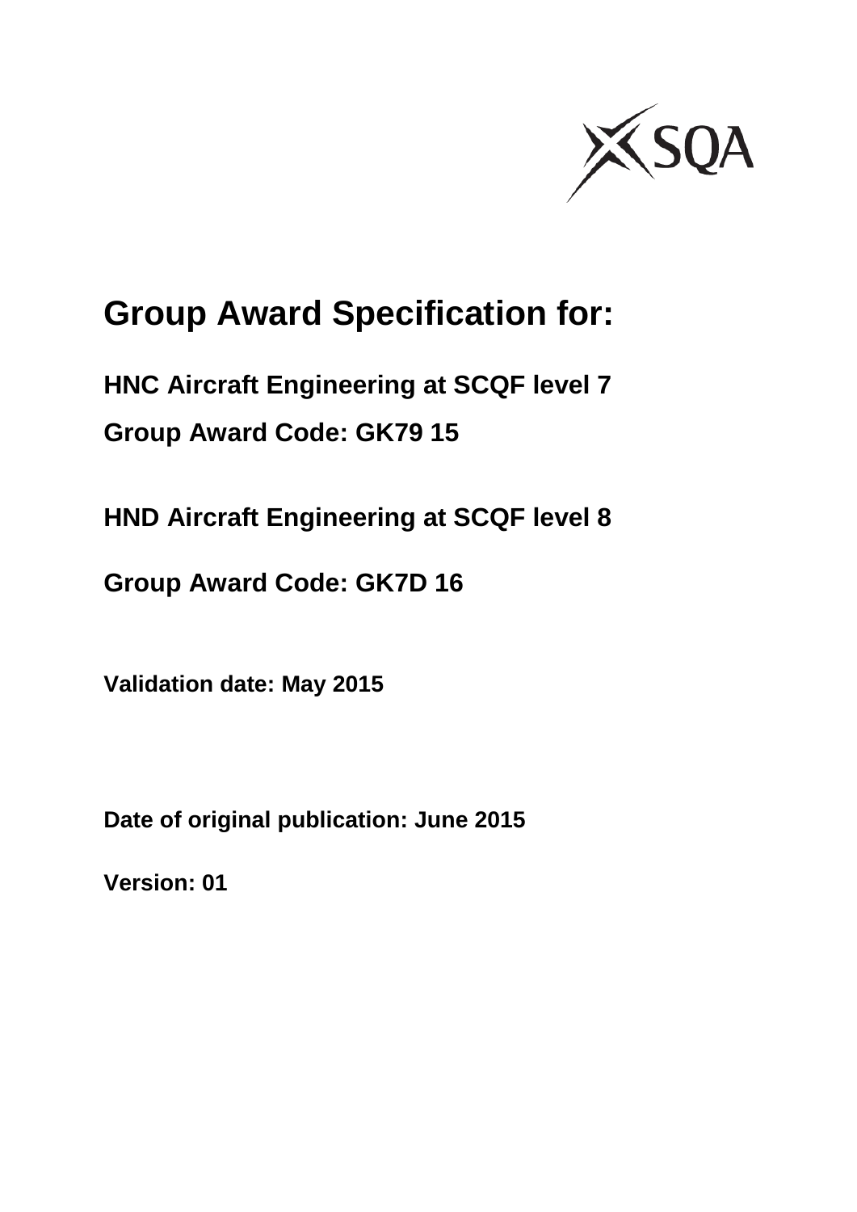SQA

# Group Award Specification for:

**HNC Aircraft Engineering at SCQF level 7**

**Group Award Code: GK79 15**

**HND Aircraft Engineering at SCQF level 8**

**Group Award Code: GK7D 16**

**Validation date: May 2015**

**Date of original publication: June 2015**

**Version: 01**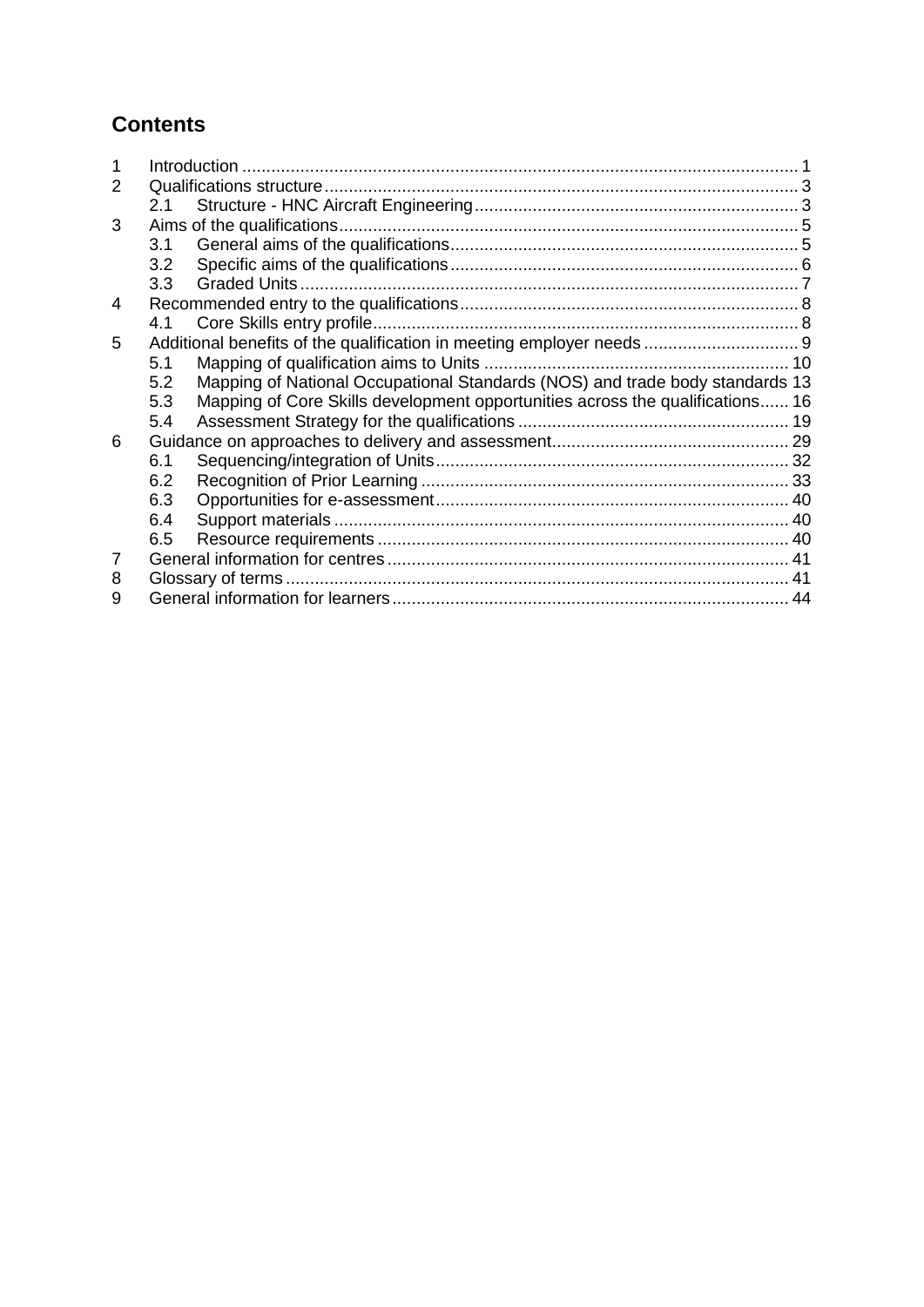## Contents

1 Introduction ... 1
2 Qualifications structure ... 3
  2.1 Structure - HNC Aircraft Engineering ... 3
3 Aims of the qualifications ... 5
  3.1 General aims of the qualifications ... 5
  3.2 Specific aims of the qualifications ... 6
  3.3 Graded Units ... 7
4 Recommended entry to the qualifications ... 8
  4.1 Core Skills entry profile ... 8
5 Additional benefits of the qualification in meeting employer needs ... 9
  5.1 Mapping of qualification aims to Units ... 10
  5.2 Mapping of National Occupational Standards (NOS) and trade body standards 13
  5.3 Mapping of Core Skills development opportunities across the qualifications ... 16
  5.4 Assessment Strategy for the qualifications ... 19
6 Guidance on approaches to delivery and assessment ... 29
  6.1 Sequencing/integration of Units ... 32
  6.2 Recognition of Prior Learning ... 33
  6.3 Opportunities for e-assessment ... 40
  6.4 Support materials ... 40
  6.5 Resource requirements ... 40
7 General information for centres ... 41
8 Glossary of terms ... 41
9 General information for learners ... 44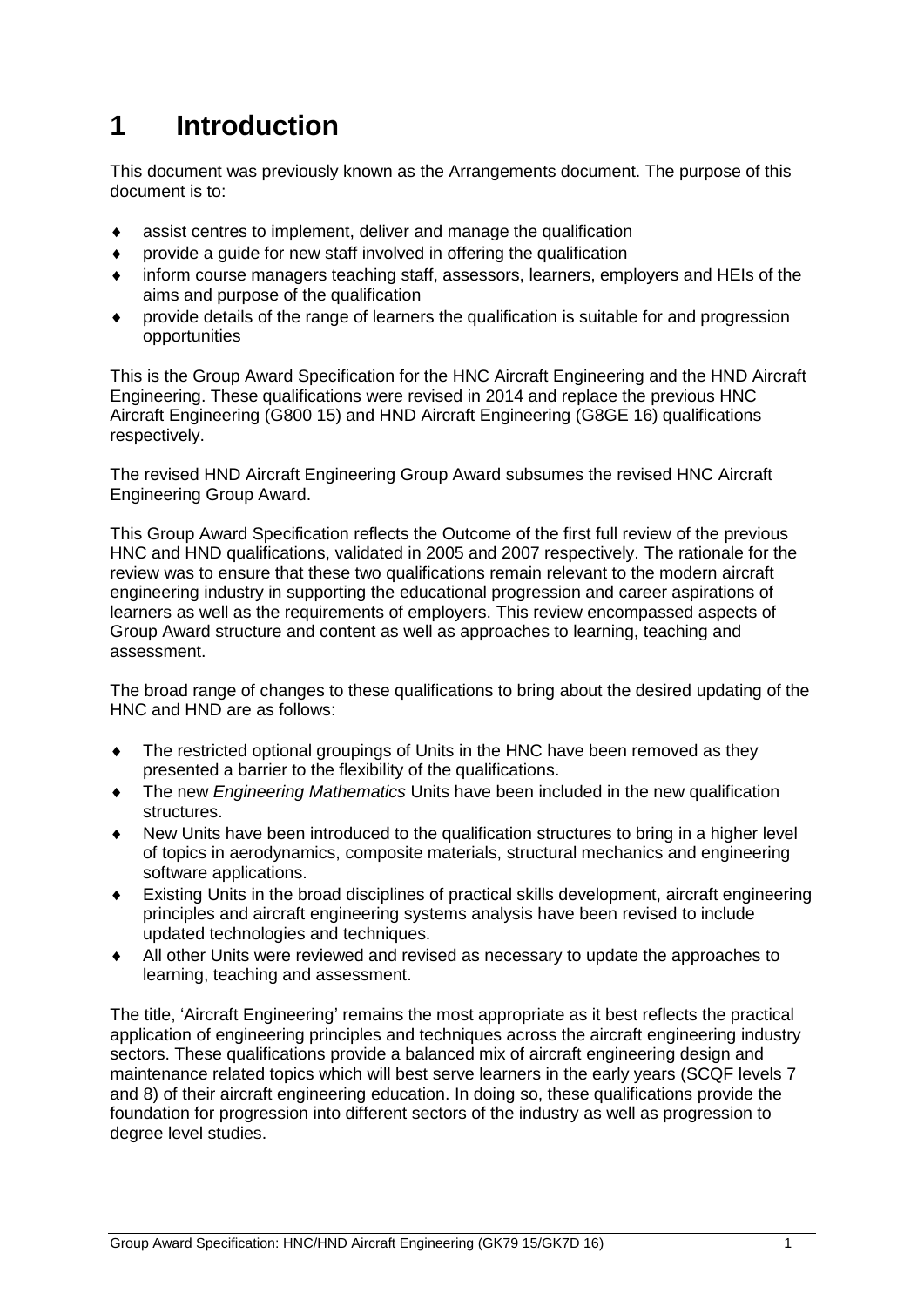# 1 Introduction

This document was previously known as the Arrangements document. The purpose of this document is to:

- assist centres to implement, deliver and manage the qualification
- provide a guide for new staff involved in offering the qualification
- inform course managers teaching staff, assessors, learners, employers and HEIs of the aims and purpose of the qualification
- provide details of the range of learners the qualification is suitable for and progression opportunities

This is the Group Award Specification for the HNC Aircraft Engineering and the HND Aircraft Engineering. These qualifications were revised in 2014 and replace the previous HNC Aircraft Engineering (G800 15) and HND Aircraft Engineering (G8GE 16) qualifications respectively.

The revised HND Aircraft Engineering Group Award subsumes the revised HNC Aircraft Engineering Group Award.

This Group Award Specification reflects the Outcome of the first full review of the previous HNC and HND qualifications, validated in 2005 and 2007 respectively. The rationale for the review was to ensure that these two qualifications remain relevant to the modern aircraft engineering industry in supporting the educational progression and career aspirations of learners as well as the requirements of employers. This review encompassed aspects of Group Award structure and content as well as approaches to learning, teaching and assessment.

The broad range of changes to these qualifications to bring about the desired updating of the HNC and HND are as follows:

- The restricted optional groupings of Units in the HNC have been removed as they presented a barrier to the flexibility of the qualifications.
- The new *Engineering Mathematics* Units have been included in the new qualification structures.
- New Units have been introduced to the qualification structures to bring in a higher level of topics in aerodynamics, composite materials, structural mechanics and engineering software applications.
- Existing Units in the broad disciplines of practical skills development, aircraft engineering principles and aircraft engineering systems analysis have been revised to include updated technologies and techniques.
- All other Units were reviewed and revised as necessary to update the approaches to learning, teaching and assessment.

The title, 'Aircraft Engineering' remains the most appropriate as it best reflects the practical application of engineering principles and techniques across the aircraft engineering industry sectors. These qualifications provide a balanced mix of aircraft engineering design and maintenance related topics which will best serve learners in the early years (SCQF levels 7 and 8) of their aircraft engineering education. In doing so, these qualifications provide the foundation for progression into different sectors of the industry as well as progression to degree level studies.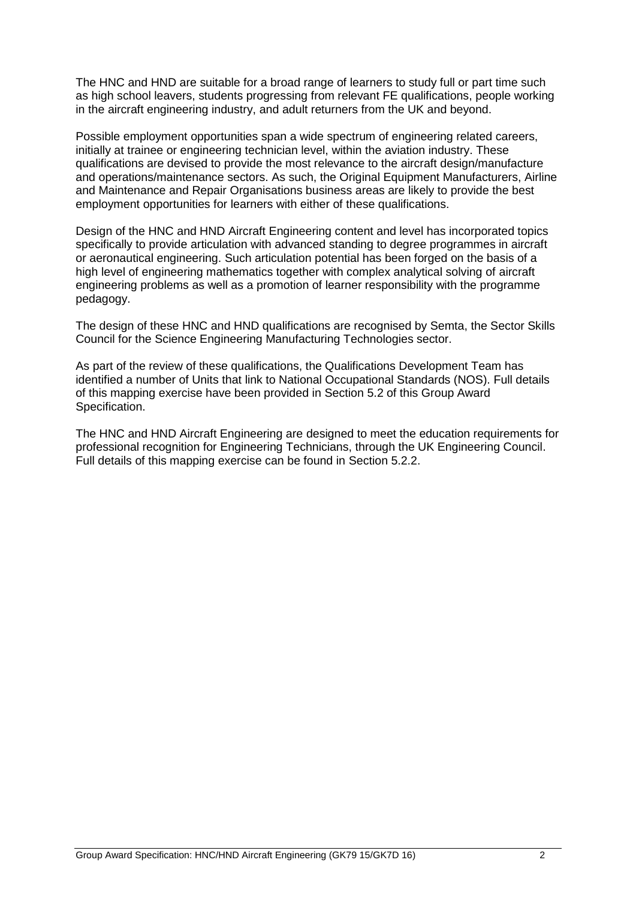The HNC and HND are suitable for a broad range of learners to study full or part time such as high school leavers, students progressing from relevant FE qualifications, people working in the aircraft engineering industry, and adult returners from the UK and beyond.

Possible employment opportunities span a wide spectrum of engineering related careers, initially at trainee or engineering technician level, within the aviation industry. These qualifications are devised to provide the most relevance to the aircraft design/manufacture and operations/maintenance sectors. As such, the Original Equipment Manufacturers, Airline and Maintenance and Repair Organisations business areas are likely to provide the best employment opportunities for learners with either of these qualifications.

Design of the HNC and HND Aircraft Engineering content and level has incorporated topics specifically to provide articulation with advanced standing to degree programmes in aircraft or aeronautical engineering. Such articulation potential has been forged on the basis of a high level of engineering mathematics together with complex analytical solving of aircraft engineering problems as well as a promotion of learner responsibility with the programme pedagogy.

The design of these HNC and HND qualifications are recognised by Semta, the Sector Skills Council for the Science Engineering Manufacturing Technologies sector.

As part of the review of these qualifications, the Qualifications Development Team has identified a number of Units that link to National Occupational Standards (NOS). Full details of this mapping exercise have been provided in Section 5.2 of this Group Award Specification.

The HNC and HND Aircraft Engineering are designed to meet the education requirements for professional recognition for Engineering Technicians, through the UK Engineering Council. Full details of this mapping exercise can be found in Section 5.2.2.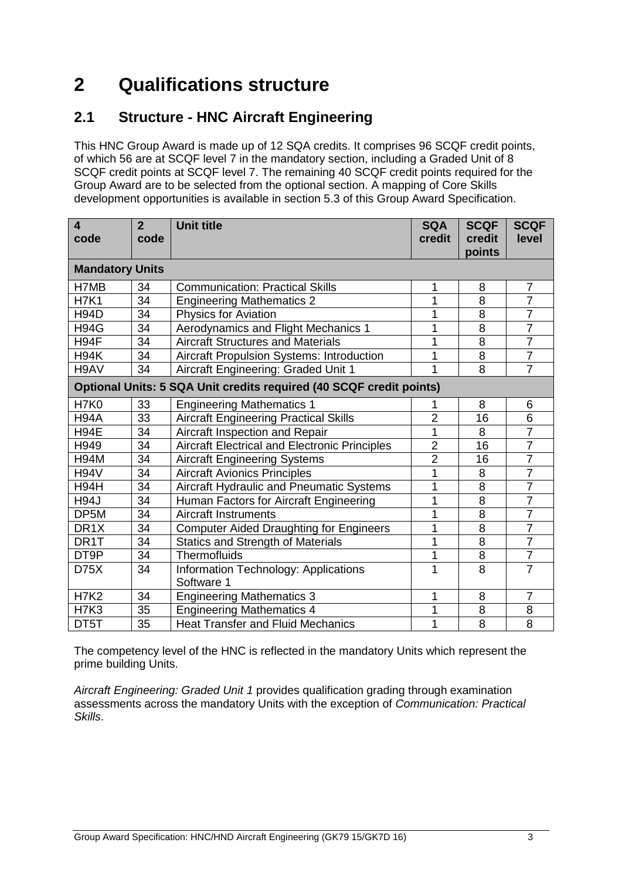# 2 Qualifications structure

## 2.1 Structure - HNC Aircraft Engineering

This HNC Group Award is made up of 12 SQA credits. It comprises 96 SCQF credit points, of which 56 are at SCQF level 7 in the mandatory section, including a Graded Unit of 8 SCQF credit points at SCQF level 7. The remaining 40 SCQF credit points required for the Group Award are to be selected from the optional section. A mapping of Core Skills development opportunities is available in section 5.3 of this Group Award Specification.

| 4 code | 2 code | Unit title | SQA credit | SCQF credit points | SCQF level |
|---|---|---|---|---|---|
| **Mandatory Units** | | | | | |
| H7MB | 34 | Communication: Practical Skills | 1 | 8 | 7 |
| H7K1 | 34 | Engineering Mathematics 2 | 1 | 8 | 7 |
| H94D | 34 | Physics for Aviation | 1 | 8 | 7 |
| H94G | 34 | Aerodynamics and Flight Mechanics 1 | 1 | 8 | 7 |
| H94F | 34 | Aircraft Structures and Materials | 1 | 8 | 7 |
| H94K | 34 | Aircraft Propulsion Systems: Introduction | 1 | 8 | 7 |
| H9AV | 34 | Aircraft Engineering: Graded Unit 1 | 1 | 8 | 7 |
| **Optional Units: 5 SQA Unit credits required (40 SCQF credit points)** | | | | | |
| H7K0 | 33 | Engineering Mathematics 1 | 1 | 8 | 6 |
| H94A | 33 | Aircraft Engineering Practical Skills | 2 | 16 | 6 |
| H94E | 34 | Aircraft Inspection and Repair | 1 | 8 | 7 |
| H949 | 34 | Aircraft Electrical and Electronic Principles | 2 | 16 | 7 |
| H94M | 34 | Aircraft Engineering Systems | 2 | 16 | 7 |
| H94V | 34 | Aircraft Avionics Principles | 1 | 8 | 7 |
| H94H | 34 | Aircraft Hydraulic and Pneumatic Systems | 1 | 8 | 7 |
| H94J | 34 | Human Factors for Aircraft Engineering | 1 | 8 | 7 |
| DP5M | 34 | Aircraft Instruments | 1 | 8 | 7 |
| DR1X | 34 | Computer Aided Draughting for Engineers | 1 | 8 | 7 |
| DR1T | 34 | Statics and Strength of Materials | 1 | 8 | 7 |
| DT9P | 34 | Thermofluids | 1 | 8 | 7 |
| D75X | 34 | Information Technology: Applications Software 1 | 1 | 8 | 7 |
| H7K2 | 34 | Engineering Mathematics 3 | 1 | 8 | 7 |
| H7K3 | 35 | Engineering Mathematics 4 | 1 | 8 | 8 |
| DT5T | 35 | Heat Transfer and Fluid Mechanics | 1 | 8 | 8 |

The competency level of the HNC is reflected in the mandatory Units which represent the prime building Units.

*Aircraft Engineering: Graded Unit 1* provides qualification grading through examination assessments across the mandatory Units with the exception of *Communication: Practical Skills*.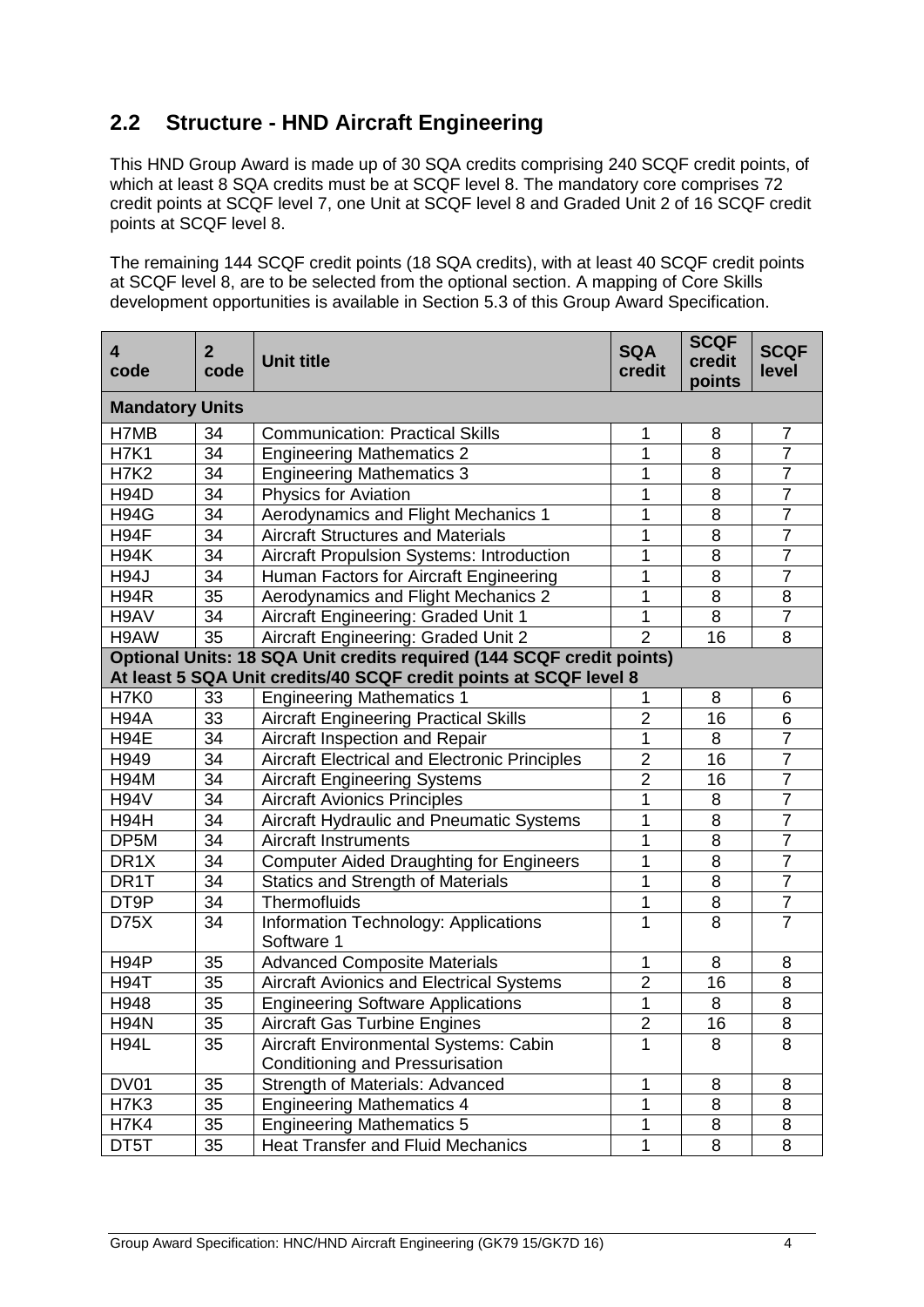## 2.2 Structure - HND Aircraft Engineering

This HND Group Award is made up of 30 SQA credits comprising 240 SCQF credit points, of which at least 8 SQA credits must be at SCQF level 8. The mandatory core comprises 72 credit points at SCQF level 7, one Unit at SCQF level 8 and Graded Unit 2 of 16 SCQF credit points at SCQF level 8.

The remaining 144 SCQF credit points (18 SQA credits), with at least 40 SCQF credit points at SCQF level 8, are to be selected from the optional section. A mapping of Core Skills development opportunities is available in Section 5.3 of this Group Award Specification.

| 4 code | 2 code | Unit title | SQA credit | SCQF credit points | SCQF level |
|---|---|---|---|---|---|
| **Mandatory Units** | | | | | |
| H7MB | 34 | Communication: Practical Skills | 1 | 8 | 7 |
| H7K1 | 34 | Engineering Mathematics 2 | 1 | 8 | 7 |
| H7K2 | 34 | Engineering Mathematics 3 | 1 | 8 | 7 |
| H94D | 34 | Physics for Aviation | 1 | 8 | 7 |
| H94G | 34 | Aerodynamics and Flight Mechanics 1 | 1 | 8 | 7 |
| H94F | 34 | Aircraft Structures and Materials | 1 | 8 | 7 |
| H94K | 34 | Aircraft Propulsion Systems: Introduction | 1 | 8 | 7 |
| H94J | 34 | Human Factors for Aircraft Engineering | 1 | 8 | 7 |
| H94R | 35 | Aerodynamics and Flight Mechanics 2 | 1 | 8 | 8 |
| H9AV | 34 | Aircraft Engineering: Graded Unit 1 | 1 | 8 | 7 |
| H9AW | 35 | Aircraft Engineering: Graded Unit 2 | 2 | 16 | 8 |
| **Optional Units: 18 SQA Unit credits required (144 SCQF credit points) At least 5 SQA Unit credits/40 SCQF credit points at SCQF level 8** | | | | | |
| H7K0 | 33 | Engineering Mathematics 1 | 1 | 8 | 6 |
| H94A | 33 | Aircraft Engineering Practical Skills | 2 | 16 | 6 |
| H94E | 34 | Aircraft Inspection and Repair | 1 | 8 | 7 |
| H949 | 34 | Aircraft Electrical and Electronic Principles | 2 | 16 | 7 |
| H94M | 34 | Aircraft Engineering Systems | 2 | 16 | 7 |
| H94V | 34 | Aircraft Avionics Principles | 1 | 8 | 7 |
| H94H | 34 | Aircraft Hydraulic and Pneumatic Systems | 1 | 8 | 7 |
| DP5M | 34 | Aircraft Instruments | 1 | 8 | 7 |
| DR1X | 34 | Computer Aided Draughting for Engineers | 1 | 8 | 7 |
| DR1T | 34 | Statics and Strength of Materials | 1 | 8 | 7 |
| DT9P | 34 | Thermofluids | 1 | 8 | 7 |
| D75X | 34 | Information Technology: Applications Software 1 | 1 | 8 | 7 |
| H94P | 35 | Advanced Composite Materials | 1 | 8 | 8 |
| H94T | 35 | Aircraft Avionics and Electrical Systems | 2 | 16 | 8 |
| H948 | 35 | Engineering Software Applications | 1 | 8 | 8 |
| H94N | 35 | Aircraft Gas Turbine Engines | 2 | 16 | 8 |
| H94L | 35 | Aircraft Environmental Systems: Cabin Conditioning and Pressurisation | 1 | 8 | 8 |
| DV01 | 35 | Strength of Materials: Advanced | 1 | 8 | 8 |
| H7K3 | 35 | Engineering Mathematics 4 | 1 | 8 | 8 |
| H7K4 | 35 | Engineering Mathematics 5 | 1 | 8 | 8 |
| DT5T | 35 | Heat Transfer and Fluid Mechanics | 1 | 8 | 8 |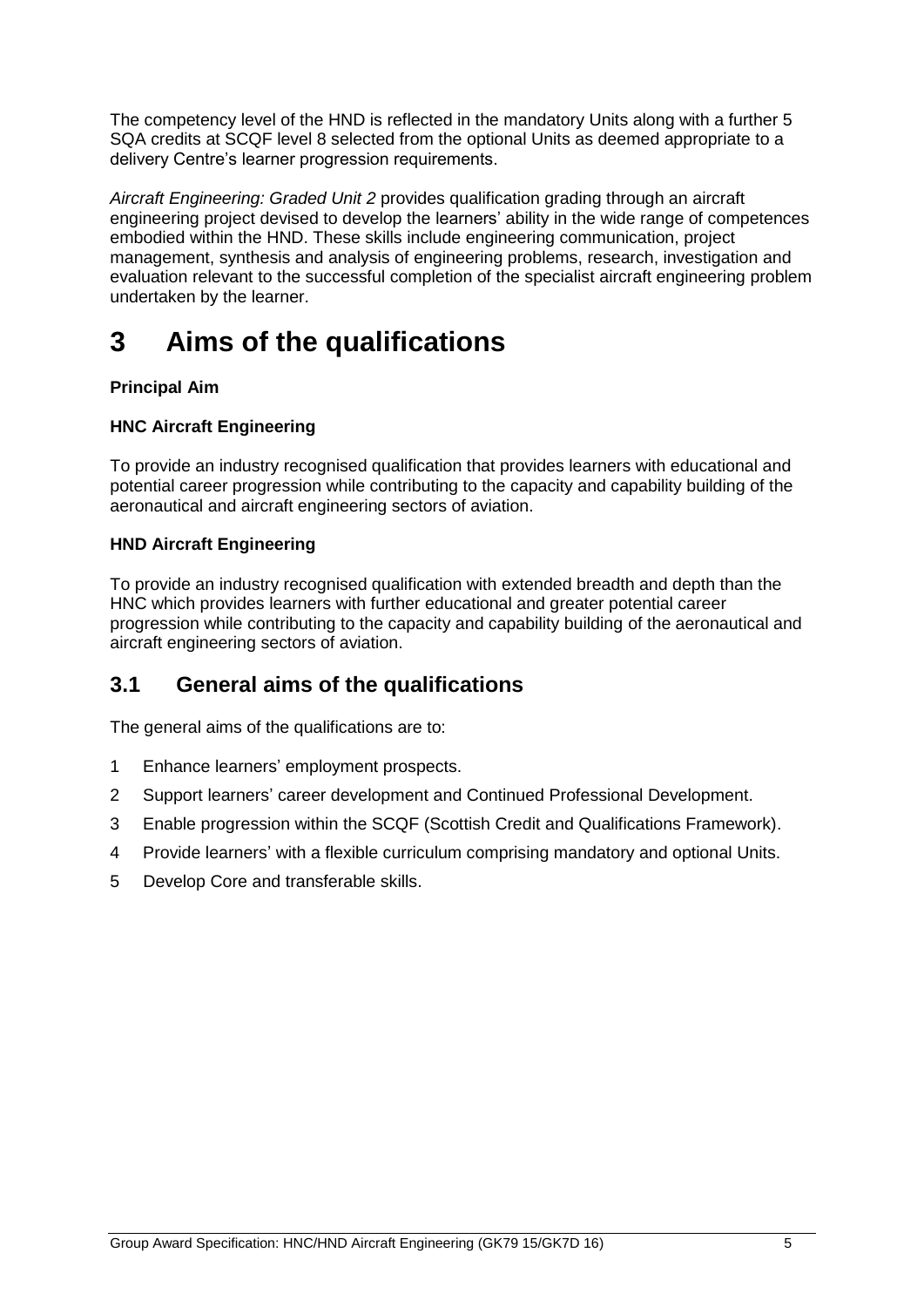The competency level of the HND is reflected in the mandatory Units along with a further 5 SQA credits at SCQF level 8 selected from the optional Units as deemed appropriate to a delivery Centre's learner progression requirements.

*Aircraft Engineering: Graded Unit 2* provides qualification grading through an aircraft engineering project devised to develop the learners' ability in the wide range of competences embodied within the HND. These skills include engineering communication, project management, synthesis and analysis of engineering problems, research, investigation and evaluation relevant to the successful completion of the specialist aircraft engineering problem undertaken by the learner.

# 3 Aims of the qualifications

**Principal Aim**

**HNC Aircraft Engineering**

To provide an industry recognised qualification that provides learners with educational and potential career progression while contributing to the capacity and capability building of the aeronautical and aircraft engineering sectors of aviation.

**HND Aircraft Engineering**

To provide an industry recognised qualification with extended breadth and depth than the HNC which provides learners with further educational and greater potential career progression while contributing to the capacity and capability building of the aeronautical and aircraft engineering sectors of aviation.

## 3.1 General aims of the qualifications

The general aims of the qualifications are to:

1 Enhance learners' employment prospects.
2 Support learners' career development and Continued Professional Development.
3 Enable progression within the SCQF (Scottish Credit and Qualifications Framework).
4 Provide learners' with a flexible curriculum comprising mandatory and optional Units.
5 Develop Core and transferable skills.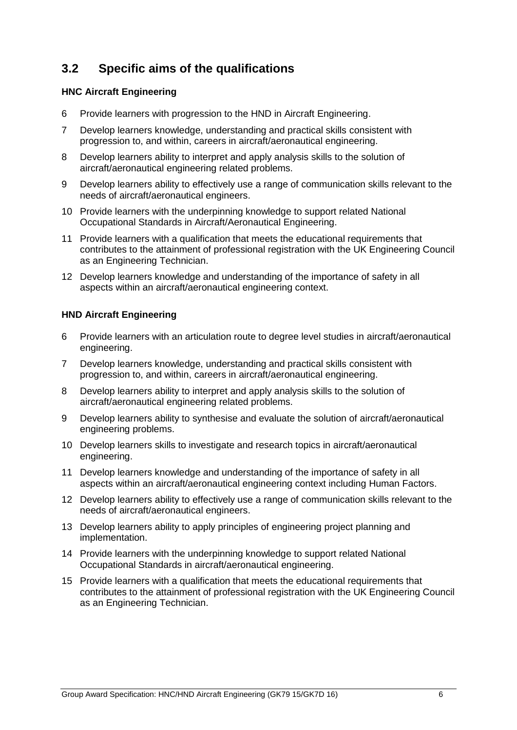## 3.2 Specific aims of the qualifications

**HNC Aircraft Engineering**

6 Provide learners with progression to the HND in Aircraft Engineering.

7 Develop learners knowledge, understanding and practical skills consistent with progression to, and within, careers in aircraft/aeronautical engineering.

8 Develop learners ability to interpret and apply analysis skills to the solution of aircraft/aeronautical engineering related problems.

9 Develop learners ability to effectively use a range of communication skills relevant to the needs of aircraft/aeronautical engineers.

10 Provide learners with the underpinning knowledge to support related National Occupational Standards in Aircraft/Aeronautical Engineering.

11 Provide learners with a qualification that meets the educational requirements that contributes to the attainment of professional registration with the UK Engineering Council as an Engineering Technician.

12 Develop learners knowledge and understanding of the importance of safety in all aspects within an aircraft/aeronautical engineering context.

**HND Aircraft Engineering**

6 Provide learners with an articulation route to degree level studies in aircraft/aeronautical engineering.

7 Develop learners knowledge, understanding and practical skills consistent with progression to, and within, careers in aircraft/aeronautical engineering.

8 Develop learners ability to interpret and apply analysis skills to the solution of aircraft/aeronautical engineering related problems.

9 Develop learners ability to synthesise and evaluate the solution of aircraft/aeronautical engineering problems.

10 Develop learners skills to investigate and research topics in aircraft/aeronautical engineering.

11 Develop learners knowledge and understanding of the importance of safety in all aspects within an aircraft/aeronautical engineering context including Human Factors.

12 Develop learners ability to effectively use a range of communication skills relevant to the needs of aircraft/aeronautical engineers.

13 Develop learners ability to apply principles of engineering project planning and implementation.

14 Provide learners with the underpinning knowledge to support related National Occupational Standards in aircraft/aeronautical engineering.

15 Provide learners with a qualification that meets the educational requirements that contributes to the attainment of professional registration with the UK Engineering Council as an Engineering Technician.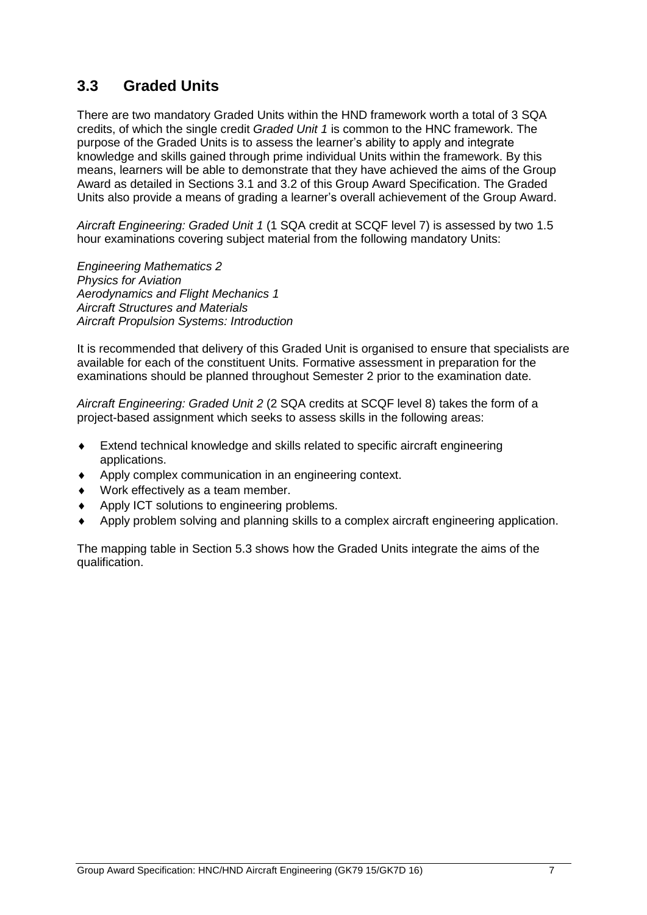## 3.3 Graded Units

There are two mandatory Graded Units within the HND framework worth a total of 3 SQA credits, of which the single credit *Graded Unit 1* is common to the HNC framework. The purpose of the Graded Units is to assess the learner's ability to apply and integrate knowledge and skills gained through prime individual Units within the framework. By this means, learners will be able to demonstrate that they have achieved the aims of the Group Award as detailed in Sections 3.1 and 3.2 of this Group Award Specification. The Graded Units also provide a means of grading a learner's overall achievement of the Group Award.

*Aircraft Engineering: Graded Unit 1* (1 SQA credit at SCQF level 7) is assessed by two 1.5 hour examinations covering subject material from the following mandatory Units:

*Engineering Mathematics 2*
*Physics for Aviation*
*Aerodynamics and Flight Mechanics 1*
*Aircraft Structures and Materials*
*Aircraft Propulsion Systems: Introduction*

It is recommended that delivery of this Graded Unit is organised to ensure that specialists are available for each of the constituent Units. Formative assessment in preparation for the examinations should be planned throughout Semester 2 prior to the examination date.

*Aircraft Engineering: Graded Unit 2* (2 SQA credits at SCQF level 8) takes the form of a project-based assignment which seeks to assess skills in the following areas:

- Extend technical knowledge and skills related to specific aircraft engineering applications.
- Apply complex communication in an engineering context.
- Work effectively as a team member.
- Apply ICT solutions to engineering problems.
- Apply problem solving and planning skills to a complex aircraft engineering application.

The mapping table in Section 5.3 shows how the Graded Units integrate the aims of the qualification.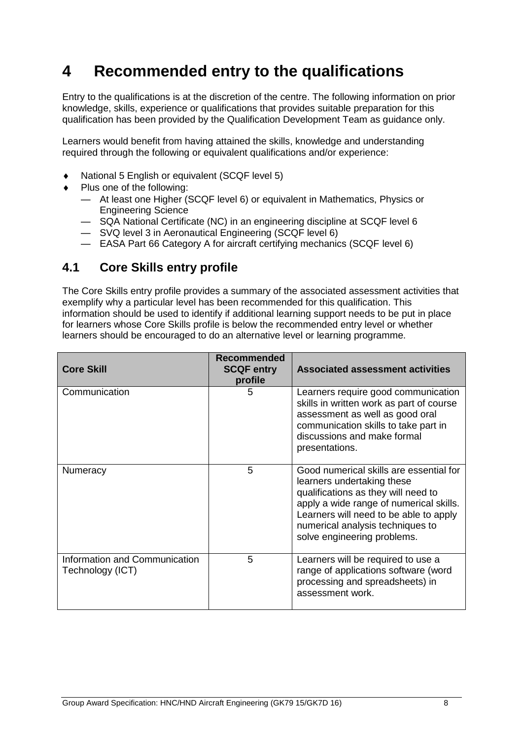# 4 Recommended entry to the qualifications

Entry to the qualifications is at the discretion of the centre. The following information on prior knowledge, skills, experience or qualifications that provides suitable preparation for this qualification has been provided by the Qualification Development Team as guidance only.

Learners would benefit from having attained the skills, knowledge and understanding required through the following or equivalent qualifications and/or experience:

- National 5 English or equivalent (SCQF level 5)
- Plus one of the following:
  - At least one Higher (SCQF level 6) or equivalent in Mathematics, Physics or Engineering Science
  - SQA National Certificate (NC) in an engineering discipline at SCQF level 6
  - SVQ level 3 in Aeronautical Engineering (SCQF level 6)
  - EASA Part 66 Category A for aircraft certifying mechanics (SCQF level 6)

## 4.1 Core Skills entry profile

The Core Skills entry profile provides a summary of the associated assessment activities that exemplify why a particular level has been recommended for this qualification. This information should be used to identify if additional learning support needs to be put in place for learners whose Core Skills profile is below the recommended entry level or whether learners should be encouraged to do an alternative level or learning programme.

| Core Skill | Recommended SCQF entry profile | Associated assessment activities |
|---|---|---|
| Communication | 5 | Learners require good communication skills in written work as part of course assessment as well as good oral communication skills to take part in discussions and make formal presentations. |
| Numeracy | 5 | Good numerical skills are essential for learners undertaking these qualifications as they will need to apply a wide range of numerical skills. Learners will need to be able to apply numerical analysis techniques to solve engineering problems. |
| Information and Communication Technology (ICT) | 5 | Learners will be required to use a range of applications software (word processing and spreadsheets) in assessment work. |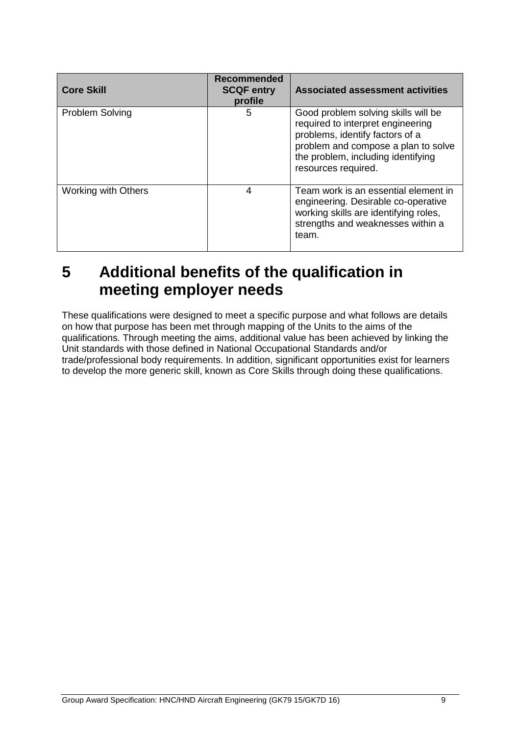| Core Skill | Recommended SCQF entry profile | Associated assessment activities |
| --- | --- | --- |
| Problem Solving | 5 | Good problem solving skills will be required to interpret engineering problems, identify factors of a problem and compose a plan to solve the problem, including identifying resources required. |
| Working with Others | 4 | Team work is an essential element in engineering. Desirable co-operative working skills are identifying roles, strengths and weaknesses within a team. |

# 5 Additional benefits of the qualification in meeting employer needs

These qualifications were designed to meet a specific purpose and what follows are details on how that purpose has been met through mapping of the Units to the aims of the qualifications. Through meeting the aims, additional value has been achieved by linking the Unit standards with those defined in National Occupational Standards and/or trade/professional body requirements. In addition, significant opportunities exist for learners to develop the more generic skill, known as Core Skills through doing these qualifications.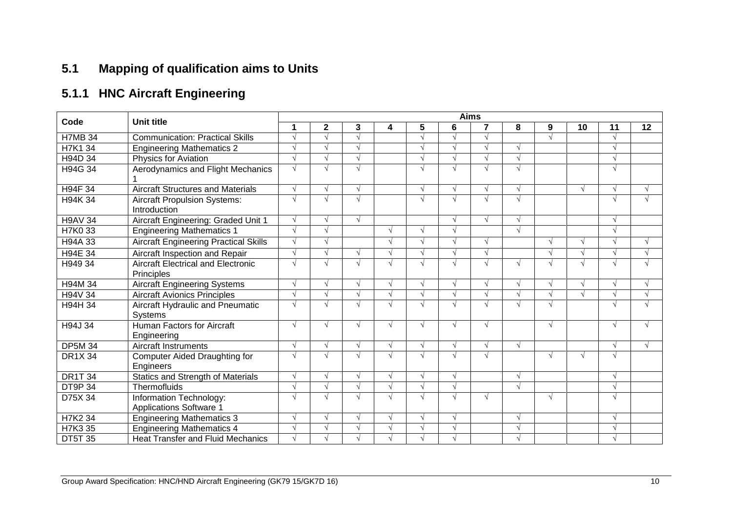## 5.1 Mapping of qualification aims to Units

### 5.1.1 HNC Aircraft Engineering

| Code | Unit title | Aims | | | | | | | | | | | |
|---|---|---|---|---|---|---|---|---|---|---|---|---|---|
| | | 1 | 2 | 3 | 4 | 5 | 6 | 7 | 8 | 9 | 10 | 11 | 12 |
| H7MB 34 | Communication: Practical Skills | √ | √ | √ | | √ | √ | √ | | √ | | √ | |
| H7K1 34 | Engineering Mathematics 2 | √ | √ | √ | | √ | √ | √ | √ | | | √ | |
| H94D 34 | Physics for Aviation | √ | √ | √ | | √ | √ | √ | √ | | | √ | |
| H94G 34 | Aerodynamics and Flight Mechanics 1 | √ | √ | √ | | √ | √ | √ | √ | | | √ | |
| H94F 34 | Aircraft Structures and Materials | √ | √ | √ | | √ | √ | √ | √ | | √ | √ | √ |
| H94K 34 | Aircraft Propulsion Systems: Introduction | √ | √ | √ | | √ | √ | √ | √ | | | √ | √ |
| H9AV 34 | Aircraft Engineering: Graded Unit 1 | √ | √ | √ | | | √ | √ | √ | | | √ | |
| H7K0 33 | Engineering Mathematics 1 | √ | √ | | √ | √ | √ | | √ | | | √ | |
| H94A 33 | Aircraft Engineering Practical Skills | √ | √ | | √ | √ | √ | √ | | √ | √ | √ | √ |
| H94E 34 | Aircraft Inspection and Repair | √ | √ | √ | √ | √ | √ | √ | | √ | √ | √ | √ |
| H949 34 | Aircraft Electrical and Electronic Principles | √ | √ | √ | √ | √ | √ | √ | √ | √ | √ | √ | √ |
| H94M 34 | Aircraft Engineering Systems | √ | √ | √ | √ | √ | √ | √ | √ | √ | √ | √ | √ |
| H94V 34 | Aircraft Avionics Principles | √ | √ | √ | √ | √ | √ | √ | √ | √ | √ | √ | √ |
| H94H 34 | Aircraft Hydraulic and Pneumatic Systems | √ | √ | √ | √ | √ | √ | √ | √ | √ | | √ | √ |
| H94J 34 | Human Factors for Aircraft Engineering | √ | √ | √ | √ | √ | √ | √ | | √ | | √ | √ |
| DP5M 34 | Aircraft Instruments | √ | √ | √ | √ | √ | √ | √ | √ | | | √ | √ |
| DR1X 34 | Computer Aided Draughting for Engineers | √ | √ | √ | √ | √ | √ | √ | | √ | √ | √ | |
| DR1T 34 | Statics and Strength of Materials | √ | √ | √ | √ | √ | √ | | √ | | | √ | |
| DT9P 34 | Thermofluids | √ | √ | √ | √ | √ | √ | | √ | | | √ | |
| D75X 34 | Information Technology: Applications Software 1 | √ | √ | √ | √ | √ | √ | √ | | √ | | √ | |
| H7K2 34 | Engineering Mathematics 3 | √ | √ | √ | √ | √ | √ | | √ | | | √ | |
| H7K3 35 | Engineering Mathematics 4 | √ | √ | √ | √ | √ | √ | | √ | | | √ | |
| DT5T 35 | Heat Transfer and Fluid Mechanics | √ | √ | √ | √ | √ | √ | | √ | | | √ | |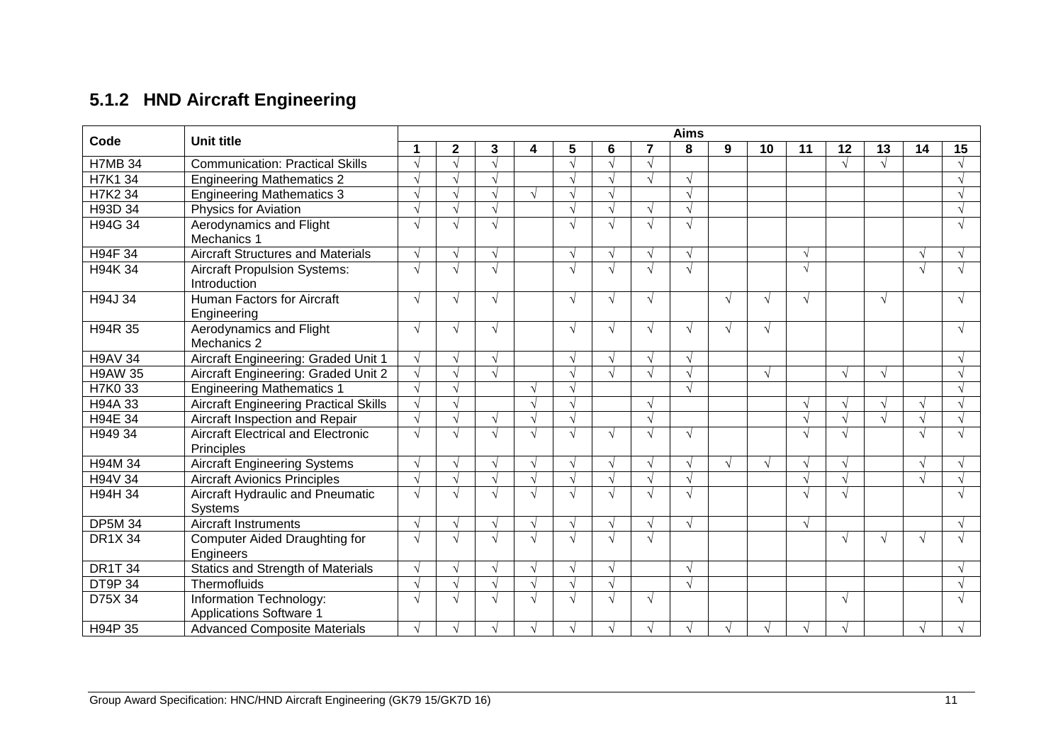### 5.1.2 HND Aircraft Engineering

| Code | Unit title | Aims | | | | | | | | | | | | | | |
|---|---|---|---|---|---|---|---|---|---|---|---|---|---|---|---|---|
| | | 1 | 2 | 3 | 4 | 5 | 6 | 7 | 8 | 9 | 10 | 11 | 12 | 13 | 14 | 15 |
| H7MB 34 | Communication: Practical Skills | √ | √ | √ | | √ | √ | √ | | | | | √ | √ | | √ |
| H7K1 34 | Engineering Mathematics 2 | √ | √ | √ | | √ | √ | √ | √ | | | | | | | √ |
| H7K2 34 | Engineering Mathematics 3 | √ | √ | √ | √ | √ | √ | | √ | | | | | | | √ |
| H93D 34 | Physics for Aviation | √ | √ | √ | | √ | √ | √ | √ | | | | | | | √ |
| H94G 34 | Aerodynamics and Flight Mechanics 1 | √ | √ | √ | | √ | √ | √ | √ | | | | | | | √ |
| H94F 34 | Aircraft Structures and Materials | √ | √ | √ | | √ | √ | √ | √ | | | √ | | | √ | √ |
| H94K 34 | Aircraft Propulsion Systems: Introduction | √ | √ | √ | | √ | √ | √ | √ | | | √ | | | √ | √ |
| H94J 34 | Human Factors for Aircraft Engineering | √ | √ | √ | | √ | √ | √ | | √ | √ | √ | | √ | | √ |
| H94R 35 | Aerodynamics and Flight Mechanics 2 | √ | √ | √ | | √ | √ | √ | √ | √ | √ | | | | | √ |
| H9AV 34 | Aircraft Engineering: Graded Unit 1 | √ | √ | √ | | √ | √ | √ | √ | | | | | | | √ |
| H9AW 35 | Aircraft Engineering: Graded Unit 2 | √ | √ | √ | | √ | √ | √ | √ | | √ | | √ | √ | | √ |
| H7K0 33 | Engineering Mathematics 1 | √ | √ | | √ | √ | | | √ | | | | | | | √ |
| H94A 33 | Aircraft Engineering Practical Skills | √ | √ | | √ | √ | | √ | | | | √ | √ | √ | √ | √ |
| H94E 34 | Aircraft Inspection and Repair | √ | √ | √ | √ | √ | | √ | | | | √ | √ | √ | √ | √ |
| H949 34 | Aircraft Electrical and Electronic Principles | √ | √ | √ | √ | √ | √ | √ | √ | | | √ | √ | | √ | √ |
| H94M 34 | Aircraft Engineering Systems | √ | √ | √ | √ | √ | √ | √ | √ | √ | √ | √ | √ | | √ | √ |
| H94V 34 | Aircraft Avionics Principles | √ | √ | √ | √ | √ | √ | √ | √ | | | √ | √ | | √ | √ |
| H94H 34 | Aircraft Hydraulic and Pneumatic Systems | √ | √ | √ | √ | √ | √ | √ | √ | | | √ | √ | | | √ |
| DP5M 34 | Aircraft Instruments | √ | √ | √ | √ | √ | √ | √ | √ | | | √ | | | | √ |
| DR1X 34 | Computer Aided Draughting for Engineers | √ | √ | √ | √ | √ | √ | √ | | | | | √ | √ | √ | √ |
| DR1T 34 | Statics and Strength of Materials | √ | √ | √ | √ | √ | √ | | √ | | | | | | | √ |
| DT9P 34 | Thermofluids | √ | √ | √ | √ | √ | √ | | √ | | | | | | | √ |
| D75X 34 | Information Technology: Applications Software 1 | √ | √ | √ | √ | √ | √ | √ | | | | | √ | | | √ |
| H94P 35 | Advanced Composite Materials | √ | √ | √ | √ | √ | √ | √ | √ | √ | √ | √ | √ | | √ | √ |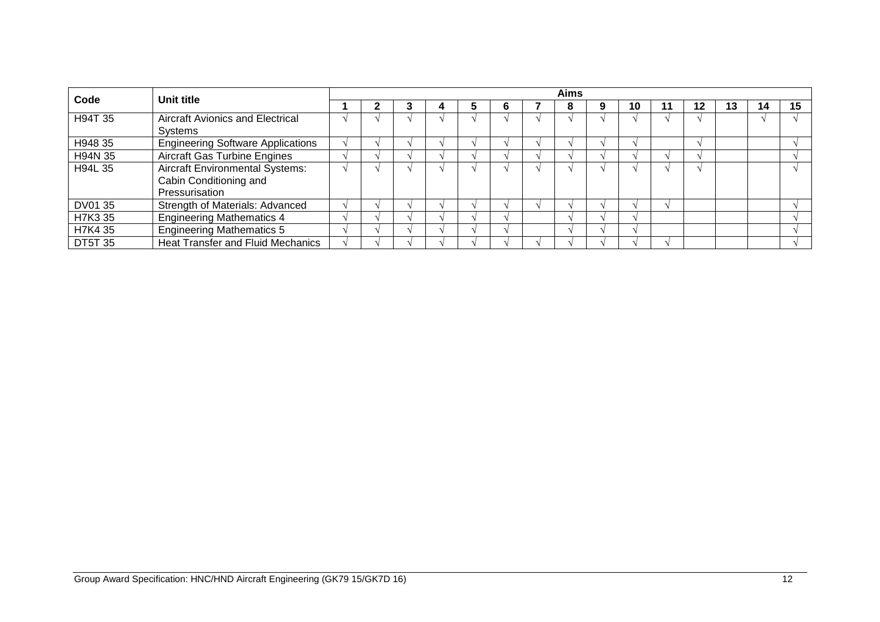| Code | Unit title | Aims | | | | | | | | | | | | | | |
|---|---|---|---|---|---|---|---|---|---|---|---|---|---|---|---|---|
| | | 1 | 2 | 3 | 4 | 5 | 6 | 7 | 8 | 9 | 10 | 11 | 12 | 13 | 14 | 15 |
| H94T 35 | Aircraft Avionics and Electrical Systems | √ | √ | √ | √ | √ | √ | √ | √ | √ | √ | √ | √ | | √ | √ |
| H948 35 | Engineering Software Applications | √ | √ | √ | √ | √ | √ | √ | √ | √ | √ | | √ | | | √ |
| H94N 35 | Aircraft Gas Turbine Engines | √ | √ | √ | √ | √ | √ | √ | √ | √ | √ | √ | √ | | | √ |
| H94L 35 | Aircraft Environmental Systems: Cabin Conditioning and Pressurisation | √ | √ | √ | √ | √ | √ | √ | √ | √ | √ | √ | √ | | | √ |
| DV01 35 | Strength of Materials: Advanced | √ | √ | √ | √ | √ | √ | √ | √ | √ | √ | √ | | | | √ |
| H7K3 35 | Engineering Mathematics 4 | √ | √ | √ | √ | √ | √ | | √ | √ | √ | | | | | √ |
| H7K4 35 | Engineering Mathematics 5 | √ | √ | √ | √ | √ | √ | | √ | √ | √ | | | | | √ |
| DT5T 35 | Heat Transfer and Fluid Mechanics | √ | √ | √ | √ | √ | √ | √ | √ | √ | √ | √ | | | | √ |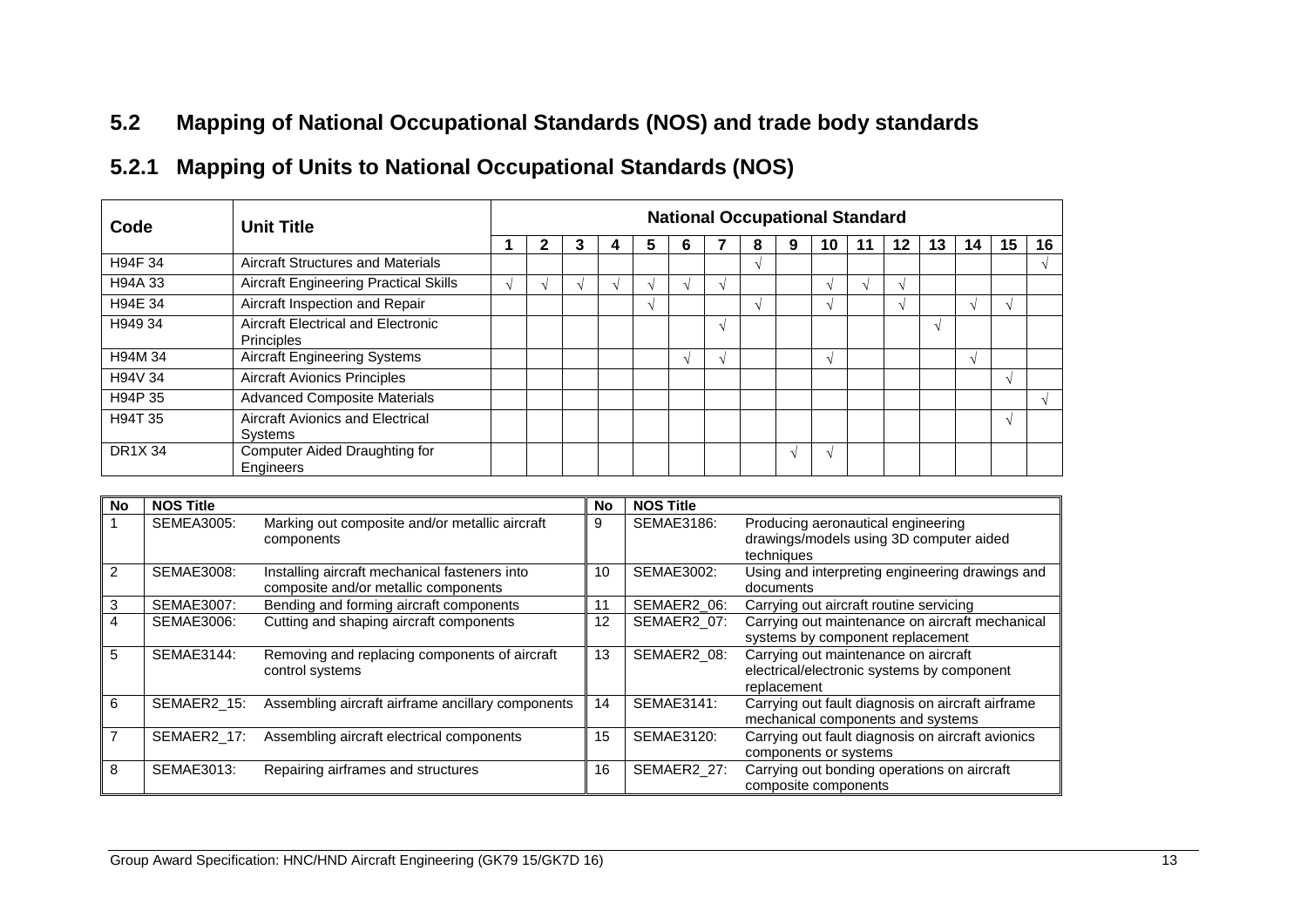## 5.2 Mapping of National Occupational Standards (NOS) and trade body standards

### 5.2.1 Mapping of Units to National Occupational Standards (NOS)

| Code | Unit Title | National Occupational Standard | | | | | | | | | | | | | | | |
|---|---|---|---|---|---|---|---|---|---|---|---|---|---|---|---|---|---|
| | | 1 | 2 | 3 | 4 | 5 | 6 | 7 | 8 | 9 | 10 | 11 | 12 | 13 | 14 | 15 | 16 |
| H94F 34 | Aircraft Structures and Materials | | | | | | | | √ | | | | | | | | √ |
| H94A 33 | Aircraft Engineering Practical Skills | √ | √ | √ | √ | √ | √ | √ | | | √ | √ | √ | | | | |
| H94E 34 | Aircraft Inspection and Repair | | | | | √ | | | √ | | √ | | √ | | √ | √ | |
| H949 34 | Aircraft Electrical and Electronic Principles | | | | | | | √ | | | | | | √ | | | |
| H94M 34 | Aircraft Engineering Systems | | | | | | √ | √ | | | √ | | | | √ | | |
| H94V 34 | Aircraft Avionics Principles | | | | | | | | | | | | | | | √ | |
| H94P 35 | Advanced Composite Materials | | | | | | | | | | | | | | | | √ |
| H94T 35 | Aircraft Avionics and Electrical Systems | | | | | | | | | | | | | | | √ | |
| DR1X 34 | Computer Aided Draughting for Engineers | | | | | | | | | √ | √ | | | | | | |

| No | NOS Title | | No | NOS Title | |
|---|---|---|---|---|---|
| 1 | SEMEA3005: | Marking out composite and/or metallic aircraft components | 9 | SEMAE3186: | Producing aeronautical engineering drawings/models using 3D computer aided techniques |
| 2 | SEMAE3008: | Installing aircraft mechanical fasteners into composite and/or metallic components | 10 | SEMAE3002: | Using and interpreting engineering drawings and documents |
| 3 | SEMAE3007: | Bending and forming aircraft components | 11 | SEMAER2_06: | Carrying out aircraft routine servicing |
| 4 | SEMAE3006: | Cutting and shaping aircraft components | 12 | SEMAER2_07: | Carrying out maintenance on aircraft mechanical systems by component replacement |
| 5 | SEMAE3144: | Removing and replacing components of aircraft control systems | 13 | SEMAER2_08: | Carrying out maintenance on aircraft electrical/electronic systems by component replacement |
| 6 | SEMAER2_15: | Assembling aircraft airframe ancillary components | 14 | SEMAE3141: | Carrying out fault diagnosis on aircraft airframe mechanical components and systems |
| 7 | SEMAER2_17: | Assembling aircraft electrical components | 15 | SEMAE3120: | Carrying out fault diagnosis on aircraft avionics components or systems |
| 8 | SEMAE3013: | Repairing airframes and structures | 16 | SEMAER2_27: | Carrying out bonding operations on aircraft composite components |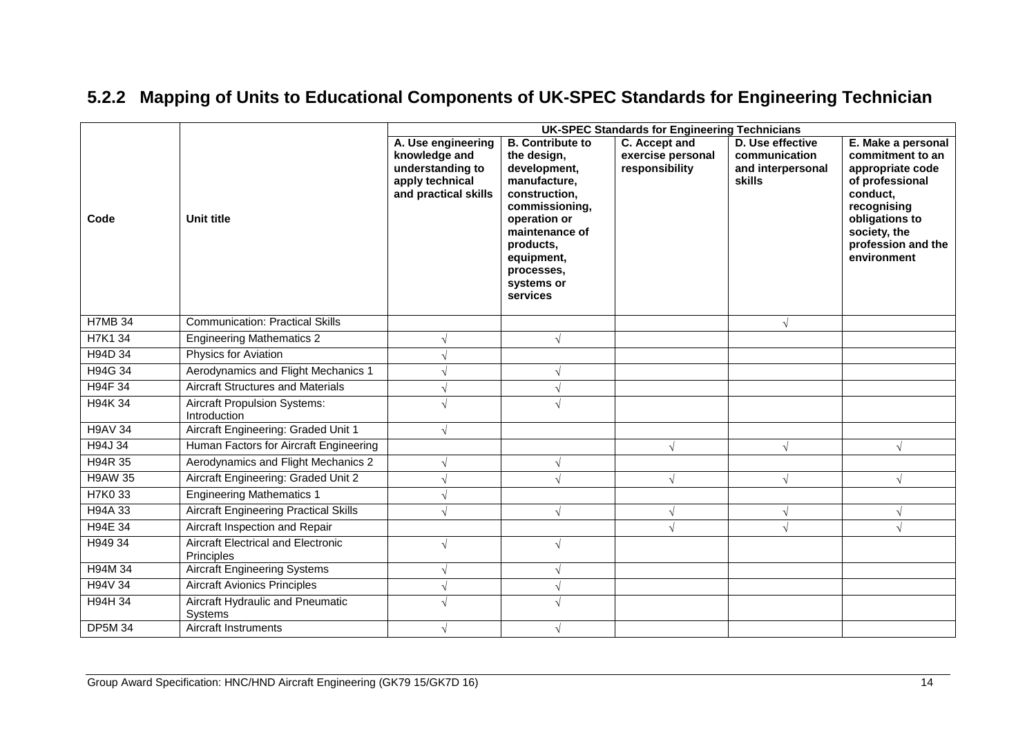## 5.2.2 Mapping of Units to Educational Components of UK-SPEC Standards for Engineering Technician

| Code | Unit title | UK-SPEC Standards for Engineering Technicians | | | | |
|---|---|---|---|---|---|---|
| | | A. Use engineering knowledge and understanding to apply technical and practical skills | B. Contribute to the design, development, manufacture, construction, commissioning, operation or maintenance of products, equipment, processes, systems or services | C. Accept and exercise personal responsibility | D. Use effective communication and interpersonal skills | E. Make a personal commitment to an appropriate code of professional conduct, recognising obligations to society, the profession and the environment |
| H7MB 34 | Communication: Practical Skills | | | | √ | |
| H7K1 34 | Engineering Mathematics 2 | √ | √ | | | |
| H94D 34 | Physics for Aviation | √ | | | | |
| H94G 34 | Aerodynamics and Flight Mechanics 1 | √ | √ | | | |
| H94F 34 | Aircraft Structures and Materials | √ | √ | | | |
| H94K 34 | Aircraft Propulsion Systems: Introduction | √ | √ | | | |
| H9AV 34 | Aircraft Engineering: Graded Unit 1 | √ | | | | |
| H94J 34 | Human Factors for Aircraft Engineering | | | √ | √ | √ |
| H94R 35 | Aerodynamics and Flight Mechanics 2 | √ | √ | | | |
| H9AW 35 | Aircraft Engineering: Graded Unit 2 | √ | √ | √ | √ | √ |
| H7K0 33 | Engineering Mathematics 1 | √ | | | | |
| H94A 33 | Aircraft Engineering Practical Skills | √ | √ | √ | √ | √ |
| H94E 34 | Aircraft Inspection and Repair | | | √ | √ | √ |
| H949 34 | Aircraft Electrical and Electronic Principles | √ | √ | | | |
| H94M 34 | Aircraft Engineering Systems | √ | √ | | | |
| H94V 34 | Aircraft Avionics Principles | √ | √ | | | |
| H94H 34 | Aircraft Hydraulic and Pneumatic Systems | √ | √ | | | |
| DP5M 34 | Aircraft Instruments | √ | √ | | | |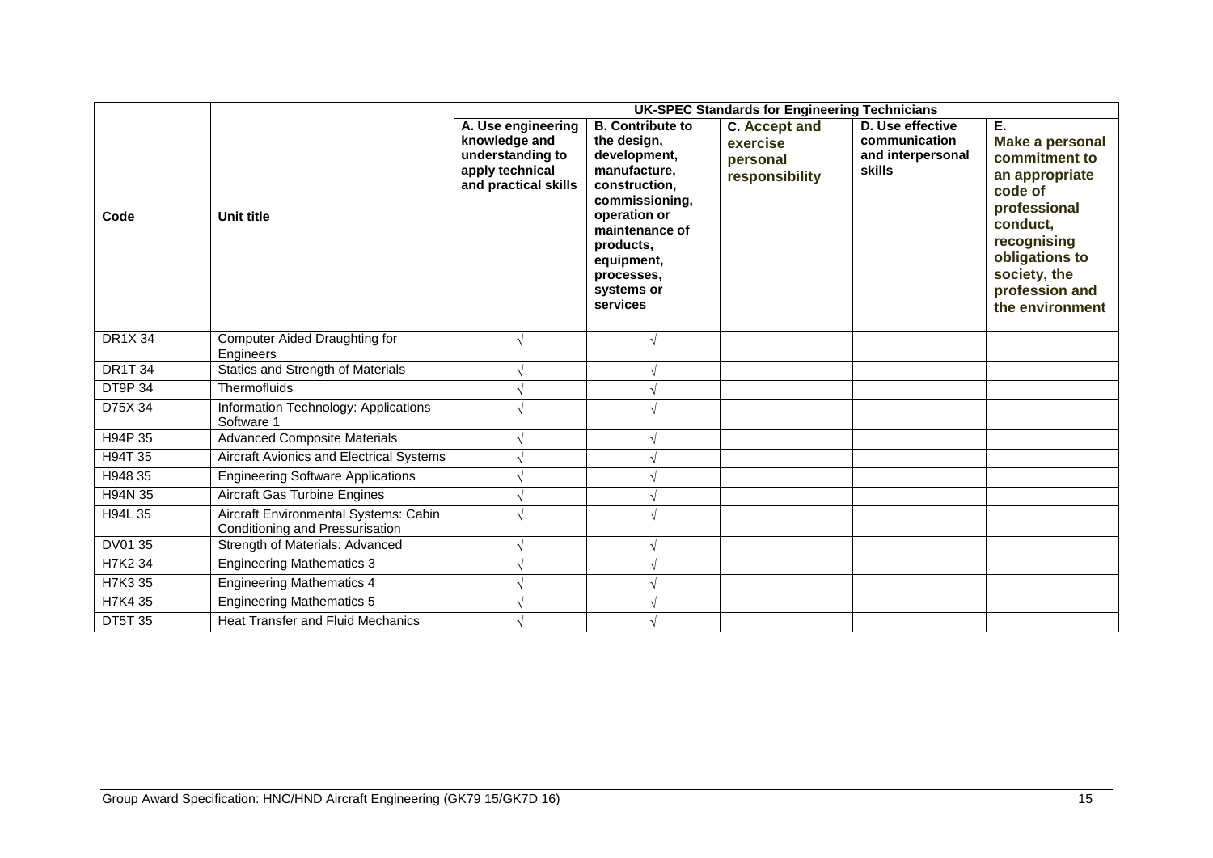| Code | Unit title | UK-SPEC Standards for Engineering Technicians | | | | |
|---|---|---|---|---|---|---|
| | | A. Use engineering knowledge and understanding to apply technical and practical skills | B. Contribute to the design, development, manufacture, construction, commissioning, operation or maintenance of products, equipment, processes, systems or services | C. Accept and exercise personal responsibility | D. Use effective communication and interpersonal skills | E. Make a personal commitment to an appropriate code of professional conduct, recognising obligations to society, the profession and the environment |
| DR1X 34 | Computer Aided Draughting for Engineers | √ | √ | | | |
| DR1T 34 | Statics and Strength of Materials | √ | √ | | | |
| DT9P 34 | Thermofluids | √ | √ | | | |
| D75X 34 | Information Technology: Applications Software 1 | √ | √ | | | |
| H94P 35 | Advanced Composite Materials | √ | √ | | | |
| H94T 35 | Aircraft Avionics and Electrical Systems | √ | √ | | | |
| H948 35 | Engineering Software Applications | √ | √ | | | |
| H94N 35 | Aircraft Gas Turbine Engines | √ | √ | | | |
| H94L 35 | Aircraft Environmental Systems: Cabin Conditioning and Pressurisation | √ | √ | | | |
| DV01 35 | Strength of Materials: Advanced | √ | √ | | | |
| H7K2 34 | Engineering Mathematics 3 | √ | √ | | | |
| H7K3 35 | Engineering Mathematics 4 | √ | √ | | | |
| H7K4 35 | Engineering Mathematics 5 | √ | √ | | | |
| DT5T 35 | Heat Transfer and Fluid Mechanics | √ | √ | | | |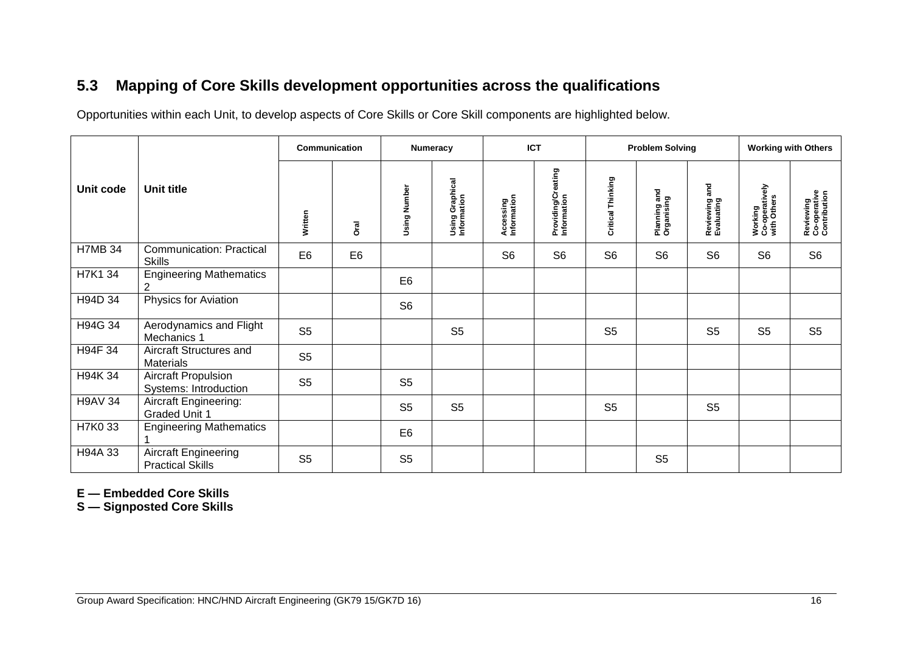## 5.3 Mapping of Core Skills development opportunities across the qualifications

Opportunities within each Unit, to develop aspects of Core Skills or Core Skill components are highlighted below.

| Unit code | Unit title | Communication | | Numeracy | | ICT | | Problem Solving | | | Working with Others | |
|---|---|---|---|---|---|---|---|---|---|---|---|---|
| | | Written | Oral | Using Number | Using Graphical Information | Accessing Information | Providing/Creating Information | Critical Thinking | Planning and Organising | Reviewing and Evaluating | Working Co-operatively with Others | Reviewing Co-operative Contribution |
| H7MB 34 | Communication: Practical Skills | E6 | E6 | | | S6 | S6 | S6 | S6 | S6 | S6 | S6 |
| H7K1 34 | Engineering Mathematics 2 | | | E6 | | | | | | | | |
| H94D 34 | Physics for Aviation | | | S6 | | | | | | | | |
| H94G 34 | Aerodynamics and Flight Mechanics 1 | S5 | | | S5 | | | S5 | | S5 | S5 | S5 |
| H94F 34 | Aircraft Structures and Materials | S5 | | | | | | | | | | |
| H94K 34 | Aircraft Propulsion Systems: Introduction | S5 | | S5 | | | | | | | | |
| H9AV 34 | Aircraft Engineering: Graded Unit 1 | | | S5 | S5 | | | S5 | | S5 | | |
| H7K0 33 | Engineering Mathematics 1 | | | E6 | | | | | | | | |
| H94A 33 | Aircraft Engineering Practical Skills | S5 | | S5 | | | | | S5 | | | |

**E — Embedded Core Skills**
**S — Signposted Core Skills**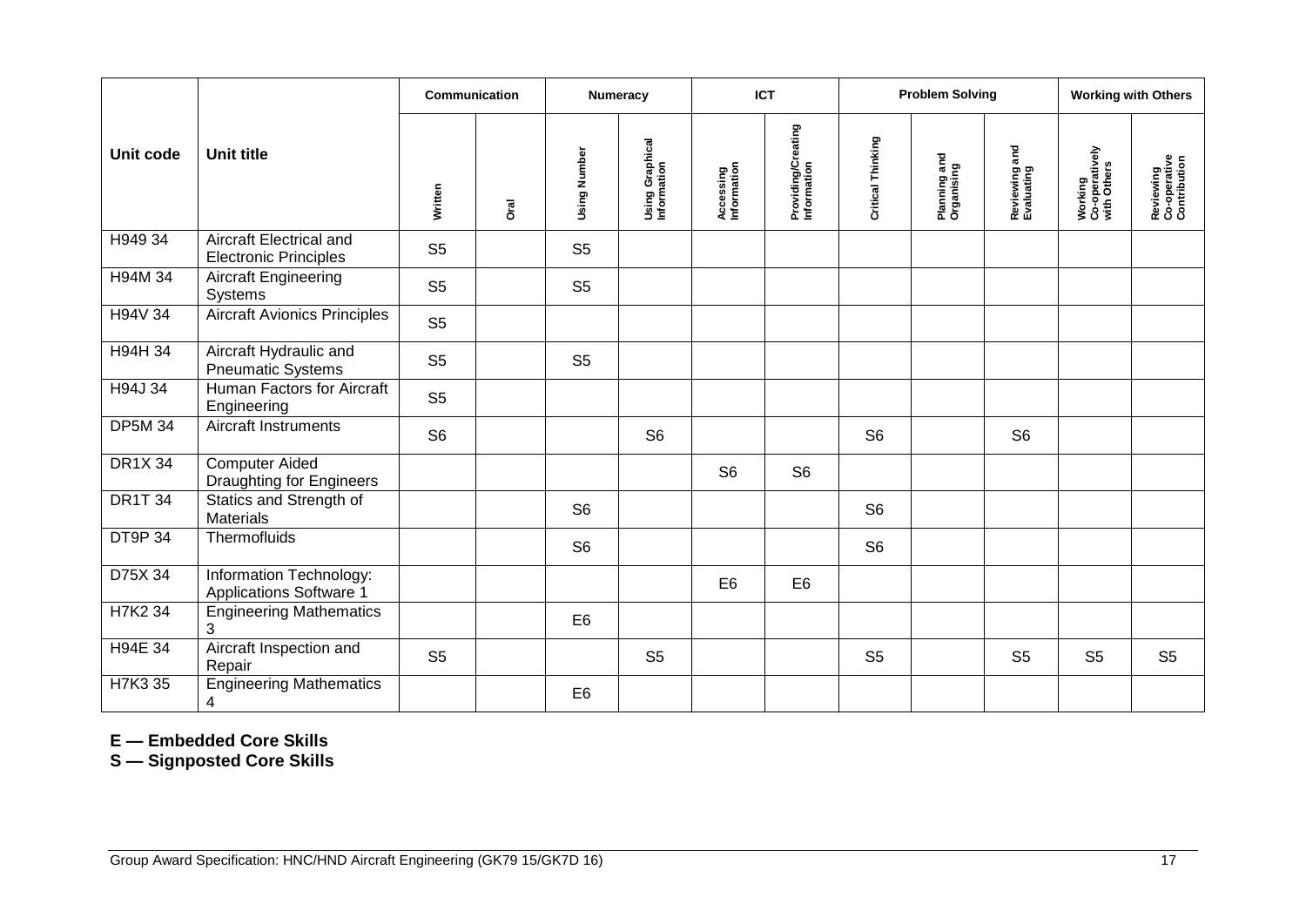| Unit code | Unit title | Communication | | Numeracy | | ICT | | Problem Solving | | | Working with Others | |
|---|---|---|---|---|---|---|---|---|---|---|---|---|
| | | Written | Oral | Using Number | Using Graphical Information | Accessing Information | Providing/Creating Information | Critical Thinking | Planning and Organising | Reviewing and Evaluating | Working Co-operatively with Others | Reviewing Co-operative Contribution |
| H949 34 | Aircraft Electrical and Electronic Principles | S5 | | S5 | | | | | | | | |
| H94M 34 | Aircraft Engineering Systems | S5 | | S5 | | | | | | | | |
| H94V 34 | Aircraft Avionics Principles | S5 | | | | | | | | | | |
| H94H 34 | Aircraft Hydraulic and Pneumatic Systems | S5 | | S5 | | | | | | | | |
| H94J 34 | Human Factors for Aircraft Engineering | S5 | | | | | | | | | | |
| DP5M 34 | Aircraft Instruments | S6 | | | S6 | | | S6 | | S6 | | |
| DR1X 34 | Computer Aided Draughting for Engineers | | | | | S6 | S6 | | | | | |
| DR1T 34 | Statics and Strength of Materials | | | S6 | | | | S6 | | | | |
| DT9P 34 | Thermofluids | | | S6 | | | | S6 | | | | |
| D75X 34 | Information Technology: Applications Software 1 | | | | | E6 | E6 | | | | | |
| H7K2 34 | Engineering Mathematics 3 | | | E6 | | | | | | | | |
| H94E 34 | Aircraft Inspection and Repair | S5 | | | S5 | | | S5 | | S5 | S5 | S5 |
| H7K3 35 | Engineering Mathematics 4 | | | E6 | | | | | | | | |

**E — Embedded Core Skills**
**S — Signposted Core Skills**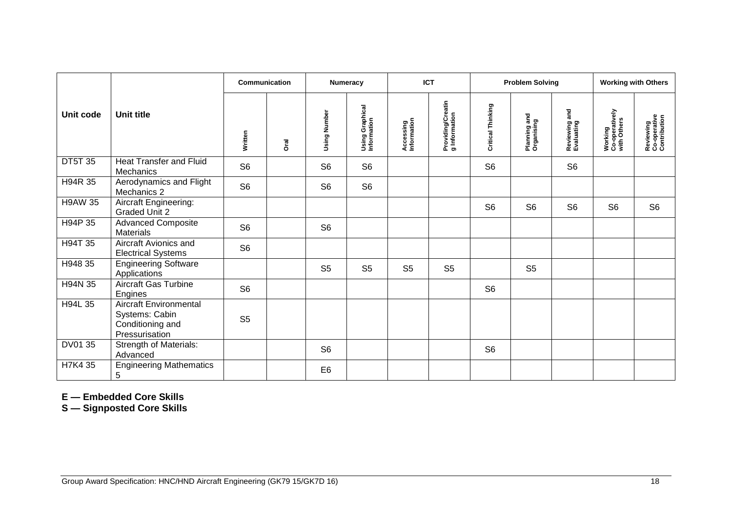| Unit code | Unit title | Communication | | Numeracy | | ICT | | Problem Solving | | | Working with Others | |
|---|---|---|---|---|---|---|---|---|---|---|---|---|
| | | Written | Oral | Using Number | Using Graphical Information | Accessing Information | Providing/Creating Information | Critical Thinking | Planning and Organising | Reviewing and Evaluating | Working Co-operatively with Others | Reviewing Co-operative Contribution |
| DT5T 35 | Heat Transfer and Fluid Mechanics | S6 | | S6 | S6 | | | S6 | | S6 | | |
| H94R 35 | Aerodynamics and Flight Mechanics 2 | S6 | | S6 | S6 | | | | | | | |
| H9AW 35 | Aircraft Engineering: Graded Unit 2 | | | | | | | S6 | S6 | S6 | S6 | S6 |
| H94P 35 | Advanced Composite Materials | S6 | | S6 | | | | | | | | |
| H94T 35 | Aircraft Avionics and Electrical Systems | S6 | | | | | | | | | | |
| H948 35 | Engineering Software Applications | | | S5 | S5 | S5 | S5 | | S5 | | | |
| H94N 35 | Aircraft Gas Turbine Engines | S6 | | | | | | S6 | | | | |
| H94L 35 | Aircraft Environmental Systems: Cabin Conditioning and Pressurisation | S5 | | | | | | | | | | |
| DV01 35 | Strength of Materials: Advanced | | | S6 | | | | S6 | | | | |
| H7K4 35 | Engineering Mathematics 5 | | | E6 | | | | | | | | |

**E — Embedded Core Skills**

**S — Signposted Core Skills**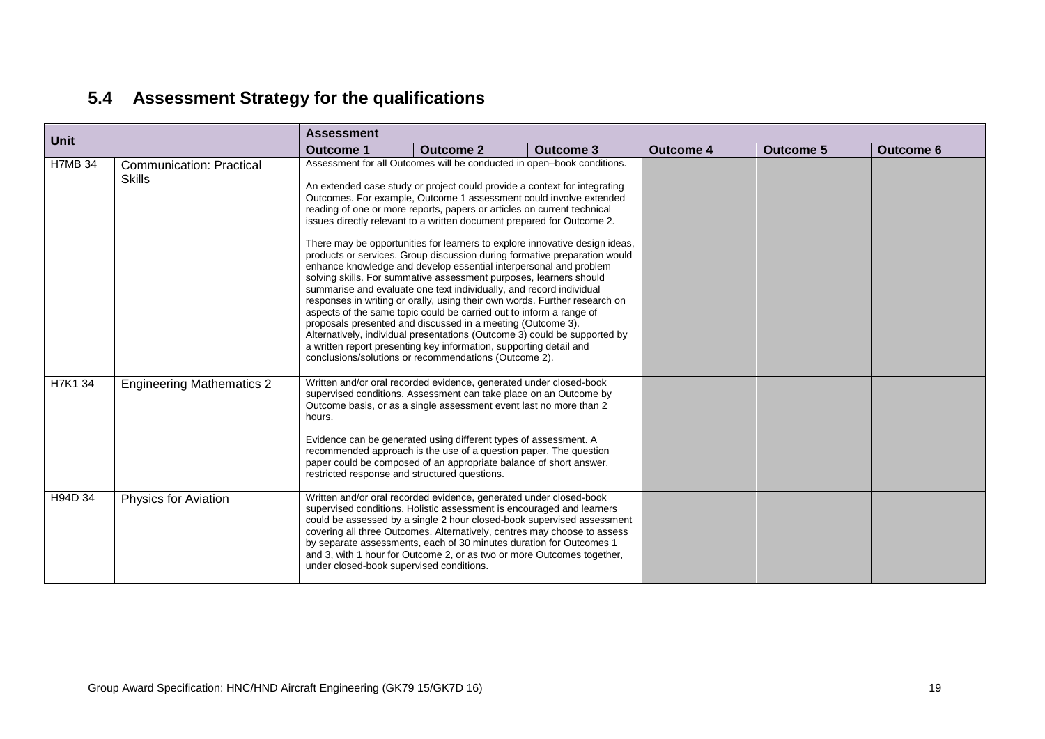## 5.4 Assessment Strategy for the qualifications

| Unit | | Assessment | | | | | |
|---|---|---|---|---|---|---|---|
| | | Outcome 1 | Outcome 2 | Outcome 3 | Outcome 4 | Outcome 5 | Outcome 6 |
| H7MB 34 | Communication: Practical Skills | Assessment for all Outcomes will be conducted in open–book conditions.<br><br>An extended case study or project could provide a context for integrating Outcomes. For example, Outcome 1 assessment could involve extended reading of one or more reports, papers or articles on current technical issues directly relevant to a written document prepared for Outcome 2.<br><br>There may be opportunities for learners to explore innovative design ideas, products or services. Group discussion during formative preparation would enhance knowledge and develop essential interpersonal and problem solving skills. For summative assessment purposes, learners should summarise and evaluate one text individually, and record individual responses in writing or orally, using their own words. Further research on aspects of the same topic could be carried out to inform a range of proposals presented and discussed in a meeting (Outcome 3). Alternatively, individual presentations (Outcome 3) could be supported by a written report presenting key information, supporting detail and conclusions/solutions or recommendations (Outcome 2). | | | | | |
| H7K1 34 | Engineering Mathematics 2 | Written and/or oral recorded evidence, generated under closed-book supervised conditions. Assessment can take place on an Outcome by Outcome basis, or as a single assessment event last no more than 2 hours.<br><br>Evidence can be generated using different types of assessment. A recommended approach is the use of a question paper. The question paper could be composed of an appropriate balance of short answer, restricted response and structured questions. | | | | | |
| H94D 34 | Physics for Aviation | Written and/or oral recorded evidence, generated under closed-book supervised conditions. Holistic assessment is encouraged and learners could be assessed by a single 2 hour closed-book supervised assessment covering all three Outcomes. Alternatively, centres may choose to assess by separate assessments, each of 30 minutes duration for Outcomes 1 and 3, with 1 hour for Outcome 2, or as two or more Outcomes together, under closed-book supervised conditions. | | | | | |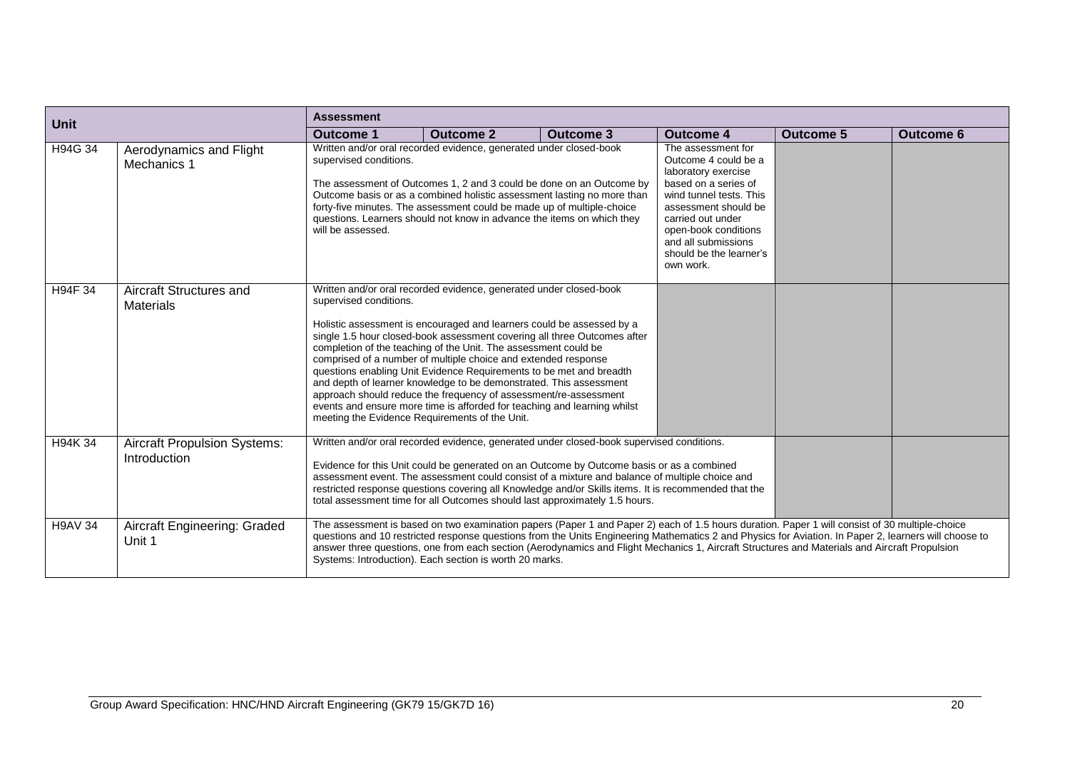| Unit | | Assessment | | | | | |
|---|---|---|---|---|---|---|---|
| | | Outcome 1 | Outcome 2 | Outcome 3 | Outcome 4 | Outcome 5 | Outcome 6 |
| H94G 34 | Aerodynamics and Flight Mechanics 1 | Written and/or oral recorded evidence, generated under closed-book supervised conditions.<br><br>The assessment of Outcomes 1, 2 and 3 could be done on an Outcome by Outcome basis or as a combined holistic assessment lasting no more than forty-five minutes. The assessment could be made up of multiple-choice questions. Learners should not know in advance the items on which they will be assessed. | | | The assessment for Outcome 4 could be a laboratory exercise based on a series of wind tunnel tests. This assessment should be carried out under open-book conditions and all submissions should be the learner's own work. | | |
| H94F 34 | Aircraft Structures and Materials | Written and/or oral recorded evidence, generated under closed-book supervised conditions.<br><br>Holistic assessment is encouraged and learners could be assessed by a single 1.5 hour closed-book assessment covering all three Outcomes after completion of the teaching of the Unit. The assessment could be comprised of a number of multiple choice and extended response questions enabling Unit Evidence Requirements to be met and breadth and depth of learner knowledge to be demonstrated. This assessment approach should reduce the frequency of assessment/re-assessment events and ensure more time is afforded for teaching and learning whilst meeting the Evidence Requirements of the Unit. | | | | | |
| H94K 34 | Aircraft Propulsion Systems: Introduction | Written and/or oral recorded evidence, generated under closed-book supervised conditions.<br><br>Evidence for this Unit could be generated on an Outcome by Outcome basis or as a combined assessment event. The assessment could consist of a mixture and balance of multiple choice and restricted response questions covering all Knowledge and/or Skills items. It is recommended that the total assessment time for all Outcomes should last approximately 1.5 hours. | | | | | |
| H9AV 34 | Aircraft Engineering: Graded Unit 1 | The assessment is based on two examination papers (Paper 1 and Paper 2) each of 1.5 hours duration. Paper 1 will consist of 30 multiple-choice questions and 10 restricted response questions from the Units Engineering Mathematics 2 and Physics for Aviation. In Paper 2, learners will choose to answer three questions, one from each section (Aerodynamics and Flight Mechanics 1, Aircraft Structures and Materials and Aircraft Propulsion Systems: Introduction). Each section is worth 20 marks. | | | | | |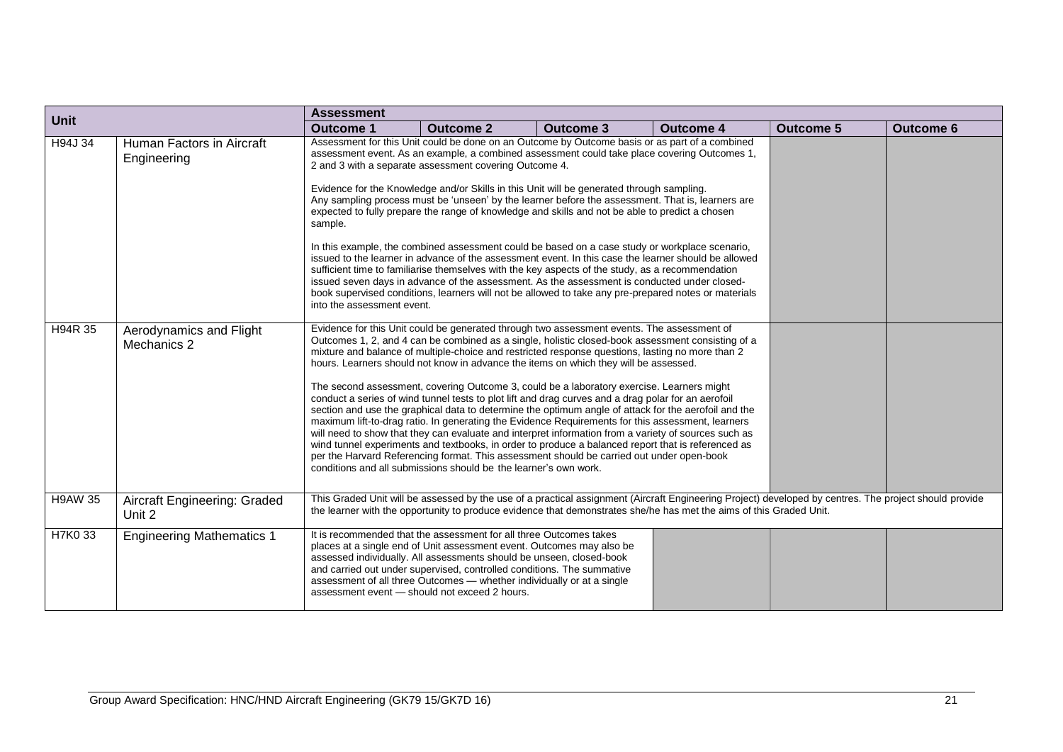| Unit | | Assessment | | | | | |
|---|---|---|---|---|---|---|---|
| | | Outcome 1 | Outcome 2 | Outcome 3 | Outcome 4 | Outcome 5 | Outcome 6 |
| H94J 34 | Human Factors in Aircraft Engineering | Assessment for this Unit could be done on an Outcome by Outcome basis or as part of a combined assessment event. As an example, a combined assessment could take place covering Outcomes 1, 2 and 3 with a separate assessment covering Outcome 4.<br><br>Evidence for the Knowledge and/or Skills in this Unit will be generated through sampling. Any sampling process must be 'unseen' by the learner before the assessment. That is, learners are expected to fully prepare the range of knowledge and skills and not be able to predict a chosen sample.<br><br>In this example, the combined assessment could be based on a case study or workplace scenario, issued to the learner in advance of the assessment event. In this case the learner should be allowed sufficient time to familiarise themselves with the key aspects of the study, as a recommendation issued seven days in advance of the assessment. As the assessment is conducted under closed-book supervised conditions, learners will not be allowed to take any pre-prepared notes or materials into the assessment event. | | | | | |
| H94R 35 | Aerodynamics and Flight Mechanics 2 | Evidence for this Unit could be generated through two assessment events. The assessment of Outcomes 1, 2, and 4 can be combined as a single, holistic closed-book assessment consisting of a mixture and balance of multiple-choice and restricted response questions, lasting no more than 2 hours. Learners should not know in advance the items on which they will be assessed.<br><br>The second assessment, covering Outcome 3, could be a laboratory exercise. Learners might conduct a series of wind tunnel tests to plot lift and drag curves and a drag polar for an aerofoil section and use the graphical data to determine the optimum angle of attack for the aerofoil and the maximum lift-to-drag ratio. In generating the Evidence Requirements for this assessment, learners will need to show that they can evaluate and interpret information from a variety of sources such as wind tunnel experiments and textbooks, in order to produce a balanced report that is referenced as per the Harvard Referencing format. This assessment should be carried out under open-book conditions and all submissions should be the learner's own work. | | | | | |
| H9AW 35 | Aircraft Engineering: Graded Unit 2 | This Graded Unit will be assessed by the use of a practical assignment (Aircraft Engineering Project) developed by centres. The project should provide the learner with the opportunity to produce evidence that demonstrates she/he has met the aims of this Graded Unit. | | | | | |
| H7K0 33 | Engineering Mathematics 1 | It is recommended that the assessment for all three Outcomes takes places at a single end of Unit assessment event. Outcomes may also be assessed individually. All assessments should be unseen, closed-book and carried out under supervised, controlled conditions. The summative assessment of all three Outcomes — whether individually or at a single assessment event — should not exceed 2 hours. | | | | | |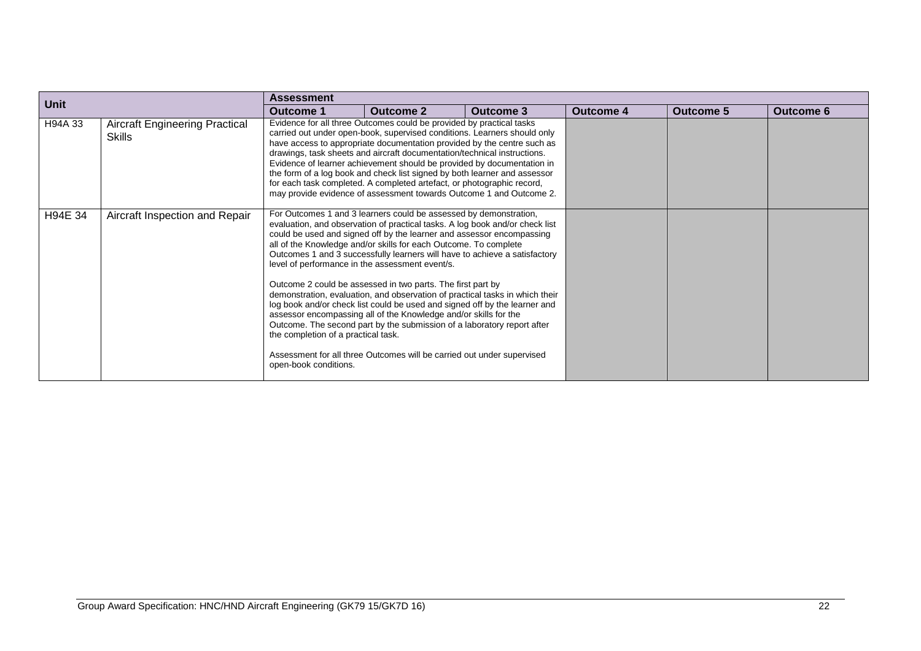| Unit | | Assessment | | | | | |
|---|---|---|---|---|---|---|---|
| | | Outcome 1 | Outcome 2 | Outcome 3 | Outcome 4 | Outcome 5 | Outcome 6 |
| H94A 33 | Aircraft Engineering Practical Skills | Evidence for all three Outcomes could be provided by practical tasks carried out under open-book, supervised conditions. Learners should only have access to appropriate documentation provided by the centre such as drawings, task sheets and aircraft documentation/technical instructions. Evidence of learner achievement should be provided by documentation in the form of a log book and check list signed by both learner and assessor for each task completed. A completed artefact, or photographic record, may provide evidence of assessment towards Outcome 1 and Outcome 2. | | | | | |
| H94E 34 | Aircraft Inspection and Repair | For Outcomes 1 and 3 learners could be assessed by demonstration, evaluation, and observation of practical tasks. A log book and/or check list could be used and signed off by the learner and assessor encompassing all of the Knowledge and/or skills for each Outcome. To complete Outcomes 1 and 3 successfully learners will have to achieve a satisfactory level of performance in the assessment event/s.<br><br>Outcome 2 could be assessed in two parts. The first part by demonstration, evaluation, and observation of practical tasks in which their log book and/or check list could be used and signed off by the learner and assessor encompassing all of the Knowledge and/or skills for the Outcome. The second part by the submission of a laboratory report after the completion of a practical task.<br><br>Assessment for all three Outcomes will be carried out under supervised open-book conditions. | | | | | |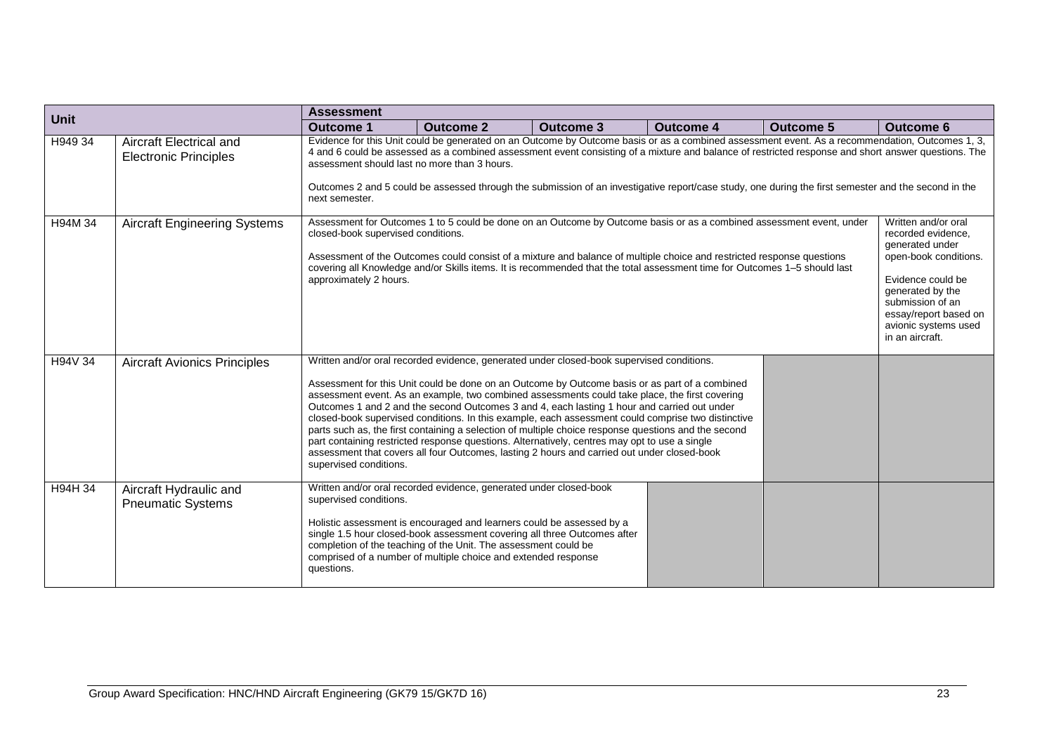| Unit | | Assessment | | | | | |
|---|---|---|---|---|---|---|---|
| | | Outcome 1 | Outcome 2 | Outcome 3 | Outcome 4 | Outcome 5 | Outcome 6 |
| H949 34 | Aircraft Electrical and Electronic Principles | Evidence for this Unit could be generated on an Outcome by Outcome basis or as a combined assessment event. As a recommendation, Outcomes 1, 3, 4 and 6 could be assessed as a combined assessment event consisting of a mixture and balance of restricted response and short answer questions. The assessment should last no more than 3 hours.<br><br>Outcomes 2 and 5 could be assessed through the submission of an investigative report/case study, one during the first semester and the second in the next semester. | | | | | |
| H94M 34 | Aircraft Engineering Systems | Assessment for Outcomes 1 to 5 could be done on an Outcome by Outcome basis or as a combined assessment event, under closed-book supervised conditions.<br><br>Assessment of the Outcomes could consist of a mixture and balance of multiple choice and restricted response questions covering all Knowledge and/or Skills items. It is recommended that the total assessment time for Outcomes 1–5 should last approximately 2 hours. | | | | | Written and/or oral recorded evidence, generated under open-book conditions.<br><br>Evidence could be generated by the submission of an essay/report based on avionic systems used in an aircraft. |
| H94V 34 | Aircraft Avionics Principles | Written and/or oral recorded evidence, generated under closed-book supervised conditions.<br><br>Assessment for this Unit could be done on an Outcome by Outcome basis or as part of a combined assessment event. As an example, two combined assessments could take place, the first covering Outcomes 1 and 2 and the second Outcomes 3 and 4, each lasting 1 hour and carried out under closed-book supervised conditions. In this example, each assessment could comprise two distinctive parts such as, the first containing a selection of multiple choice response questions and the second part containing restricted response questions. Alternatively, centres may opt to use a single assessment that covers all four Outcomes, lasting 2 hours and carried out under closed-book supervised conditions. | | | | | |
| H94H 34 | Aircraft Hydraulic and Pneumatic Systems | Written and/or oral recorded evidence, generated under closed-book supervised conditions.<br><br>Holistic assessment is encouraged and learners could be assessed by a single 1.5 hour closed-book assessment covering all three Outcomes after completion of the teaching of the Unit. The assessment could be comprised of a number of multiple choice and extended response questions. | | | | | |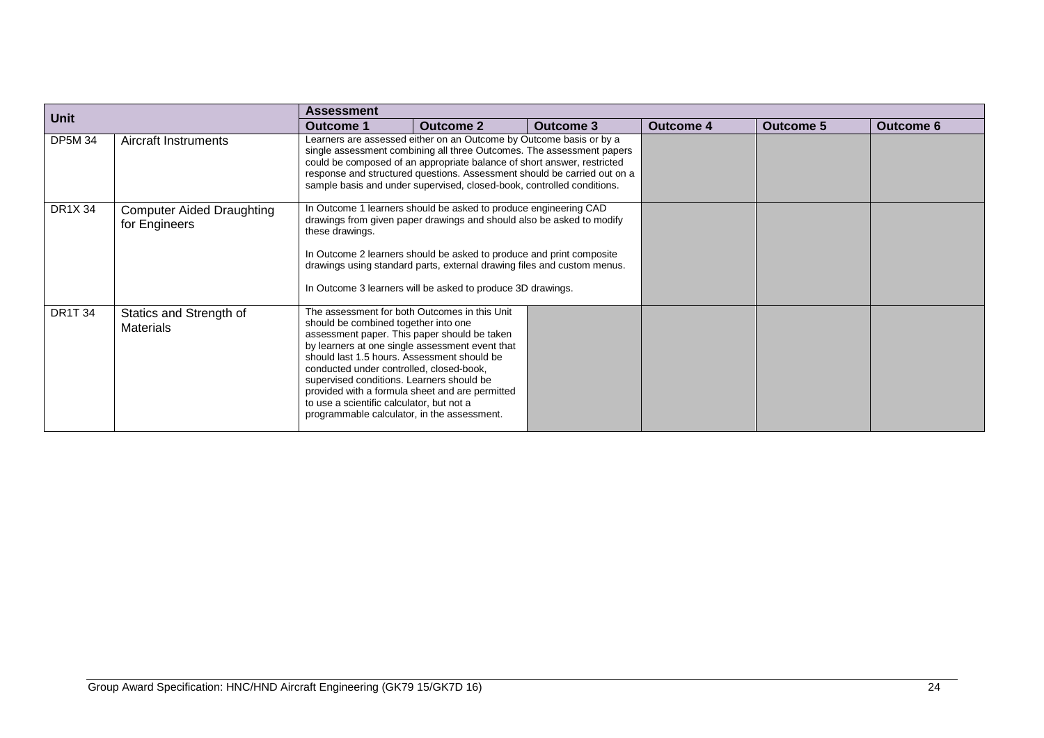| Unit | | Assessment | | | | | |
|---|---|---|---|---|---|---|---|
| | | Outcome 1 | Outcome 2 | Outcome 3 | Outcome 4 | Outcome 5 | Outcome 6 |
| DP5M 34 | Aircraft Instruments | Learners are assessed either on an Outcome by Outcome basis or by a single assessment combining all three Outcomes. The assessment papers could be composed of an appropriate balance of short answer, restricted response and structured questions. Assessment should be carried out on a sample basis and under supervised, closed-book, controlled conditions. | | | | | |
| DR1X 34 | Computer Aided Draughting for Engineers | In Outcome 1 learners should be asked to produce engineering CAD drawings from given paper drawings and should also be asked to modify these drawings.<br><br>In Outcome 2 learners should be asked to produce and print composite drawings using standard parts, external drawing files and custom menus.<br><br>In Outcome 3 learners will be asked to produce 3D drawings. | | | | | |
| DR1T 34 | Statics and Strength of Materials | The assessment for both Outcomes in this Unit should be combined together into one assessment paper. This paper should be taken by learners at one single assessment event that should last 1.5 hours. Assessment should be conducted under controlled, closed-book, supervised conditions. Learners should be provided with a formula sheet and are permitted to use a scientific calculator, but not a programmable calculator, in the assessment. | | | | | |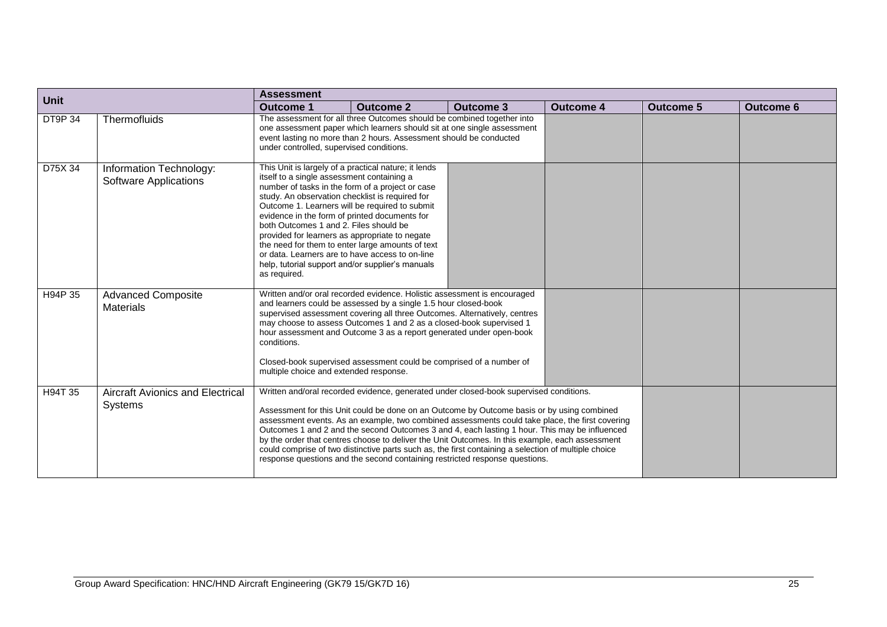| Unit | | Assessment | | | | | |
|---|---|---|---|---|---|---|---|
| | | Outcome 1 | Outcome 2 | Outcome 3 | Outcome 4 | Outcome 5 | Outcome 6 |
| DT9P 34 | Thermofluids | The assessment for all three Outcomes should be combined together into one assessment paper which learners should sit at one single assessment event lasting no more than 2 hours. Assessment should be conducted under controlled, supervised conditions. | | | | | |
| D75X 34 | Information Technology: Software Applications | This Unit is largely of a practical nature; it lends itself to a single assessment containing a number of tasks in the form of a project or case study. An observation checklist is required for Outcome 1. Learners will be required to submit evidence in the form of printed documents for both Outcomes 1 and 2. Files should be provided for learners as appropriate to negate the need for them to enter large amounts of text or data. Learners are to have access to on-line help, tutorial support and/or supplier's manuals as required. | | | | | |
| H94P 35 | Advanced Composite Materials | Written and/or oral recorded evidence. Holistic assessment is encouraged and learners could be assessed by a single 1.5 hour closed-book supervised assessment covering all three Outcomes. Alternatively, centres may choose to assess Outcomes 1 and 2 as a closed-book supervised 1 hour assessment and Outcome 3 as a report generated under open-book conditions.<br><br>Closed-book supervised assessment could be comprised of a number of multiple choice and extended response. | | | | | |
| H94T 35 | Aircraft Avionics and Electrical Systems | Written and/oral recorded evidence, generated under closed-book supervised conditions.<br><br>Assessment for this Unit could be done on an Outcome by Outcome basis or by using combined assessment events. As an example, two combined assessments could take place, the first covering Outcomes 1 and 2 and the second Outcomes 3 and 4, each lasting 1 hour. This may be influenced by the order that centres choose to deliver the Unit Outcomes. In this example, each assessment could comprise of two distinctive parts such as, the first containing a selection of multiple choice response questions and the second containing restricted response questions. | | | | | |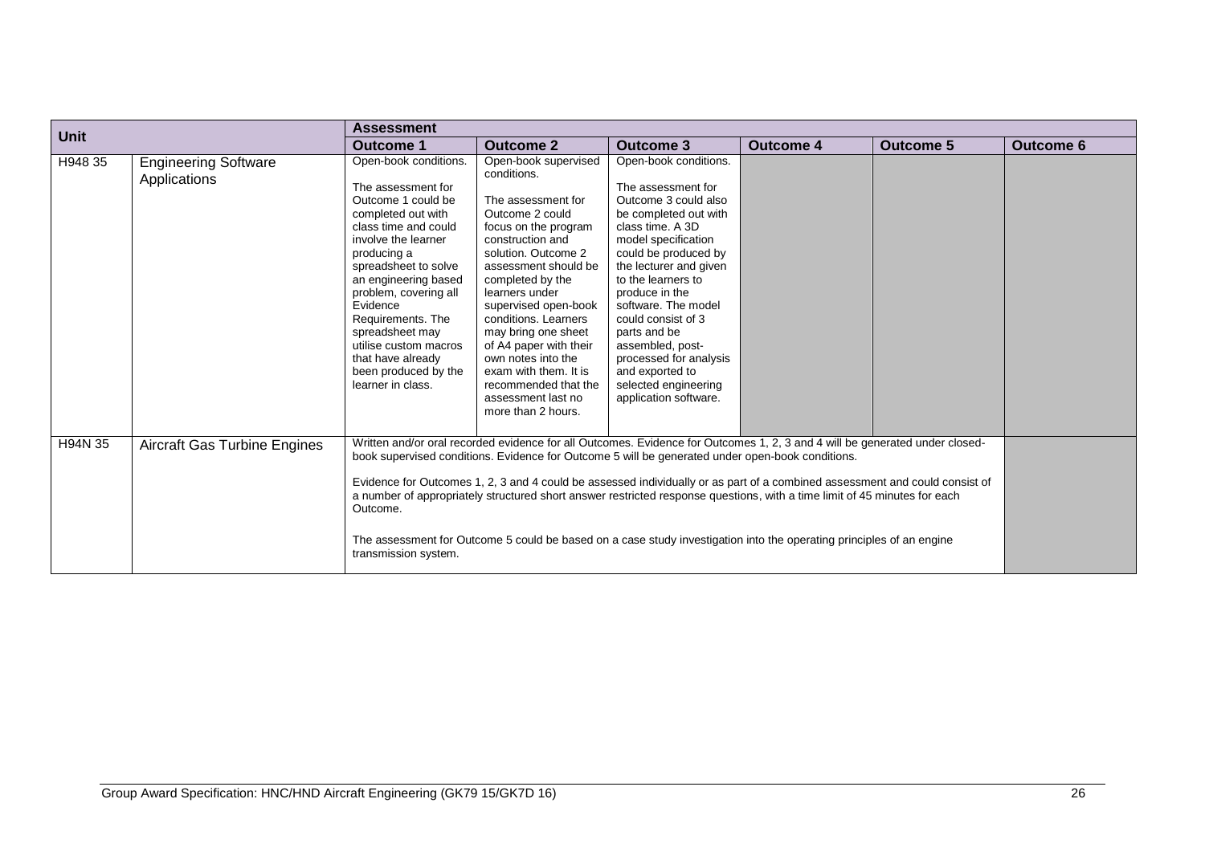| Unit | | Assessment | | | | | |
|---|---|---|---|---|---|---|---|
| | | Outcome 1 | Outcome 2 | Outcome 3 | Outcome 4 | Outcome 5 | Outcome 6 |
| H948 35 | Engineering Software Applications | Open-book conditions.<br><br>The assessment for Outcome 1 could be completed out with class time and could involve the learner producing a spreadsheet to solve an engineering based problem, covering all Evidence Requirements. The spreadsheet may utilise custom macros that have already been produced by the learner in class. | Open-book supervised conditions.<br><br>The assessment for Outcome 2 could focus on the program construction and solution. Outcome 2 assessment should be completed by the learners under supervised open-book conditions. Learners may bring one sheet of A4 paper with their own notes into the exam with them. It is recommended that the assessment last no more than 2 hours. | Open-book conditions.<br><br>The assessment for Outcome 3 could also be completed out with class time. A 3D model specification could be produced by the lecturer and given to the learners to produce in the software. The model could consist of 3 parts and be assembled, post-processed for analysis and exported to selected engineering application software. | | | |
| H94N 35 | Aircraft Gas Turbine Engines | Written and/or oral recorded evidence for all Outcomes. Evidence for Outcomes 1, 2, 3 and 4 will be generated under closed-book supervised conditions. Evidence for Outcome 5 will be generated under open-book conditions.<br><br>Evidence for Outcomes 1, 2, 3 and 4 could be assessed individually or as part of a combined assessment and could consist of a number of appropriately structured short answer restricted response questions, with a time limit of 45 minutes for each Outcome.<br><br>The assessment for Outcome 5 could be based on a case study investigation into the operating principles of an engine transmission system. | | | | | |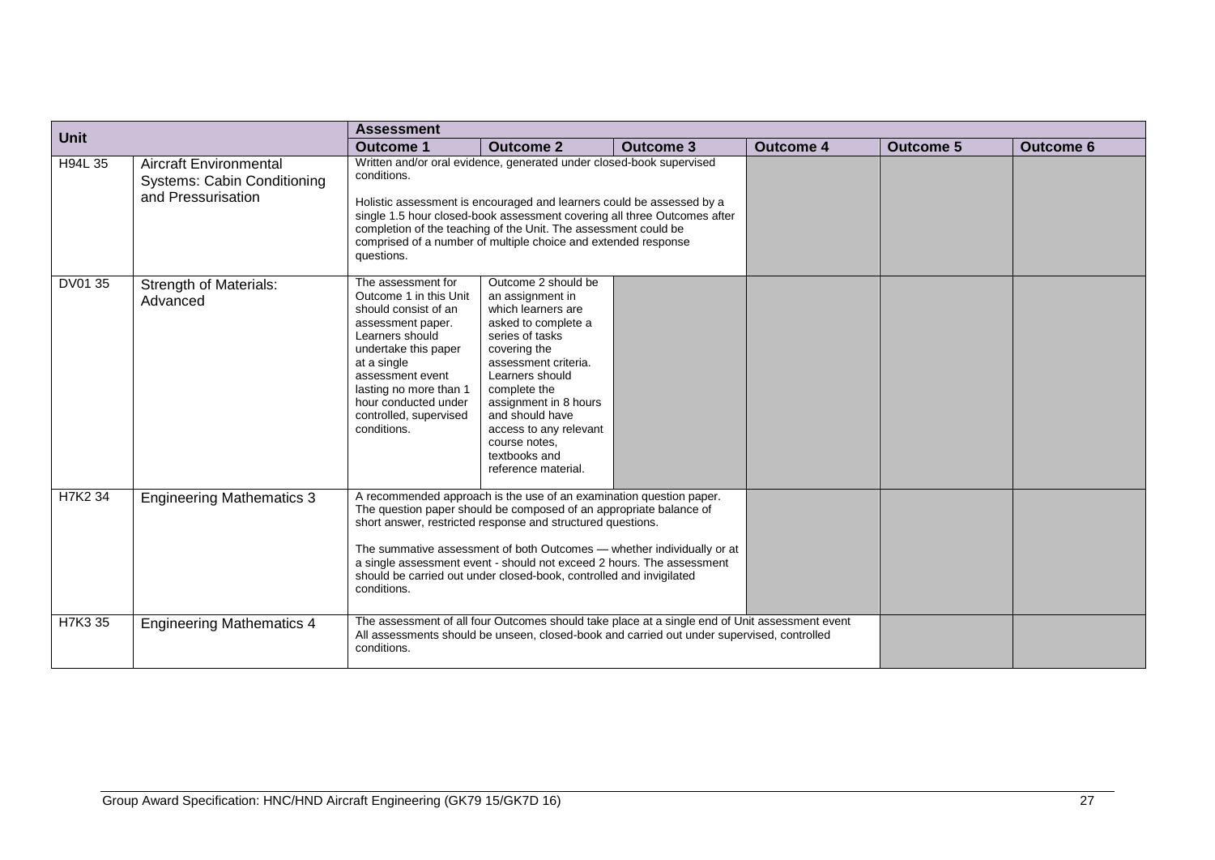| Unit | | Assessment | | | | | |
|---|---|---|---|---|---|---|---|
| | | Outcome 1 | Outcome 2 | Outcome 3 | Outcome 4 | Outcome 5 | Outcome 6 |
| H94L 35 | Aircraft Environmental Systems: Cabin Conditioning and Pressurisation | Written and/or oral evidence, generated under closed-book supervised conditions. Holistic assessment is encouraged and learners could be assessed by a single 1.5 hour closed-book assessment covering all three Outcomes after completion of the teaching of the Unit. The assessment could be comprised of a number of multiple choice and extended response questions. | | | | | |
| DV01 35 | Strength of Materials: Advanced | The assessment for Outcome 1 in this Unit should consist of an assessment paper. Learners should undertake this paper at a single assessment event lasting no more than 1 hour conducted under controlled, supervised conditions. | Outcome 2 should be an assignment in which learners are asked to complete a series of tasks covering the assessment criteria. Learners should complete the assignment in 8 hours and should have access to any relevant course notes, textbooks and reference material. | | | | |
| H7K2 34 | Engineering Mathematics 3 | A recommended approach is the use of an examination question paper. The question paper should be composed of an appropriate balance of short answer, restricted response and structured questions. The summative assessment of both Outcomes — whether individually or at a single assessment event - should not exceed 2 hours. The assessment should be carried out under closed-book, controlled and invigilated conditions. | | | | | |
| H7K3 35 | Engineering Mathematics 4 | The assessment of all four Outcomes should take place at a single end of Unit assessment event All assessments should be unseen, closed-book and carried out under supervised, controlled conditions. | | | | | |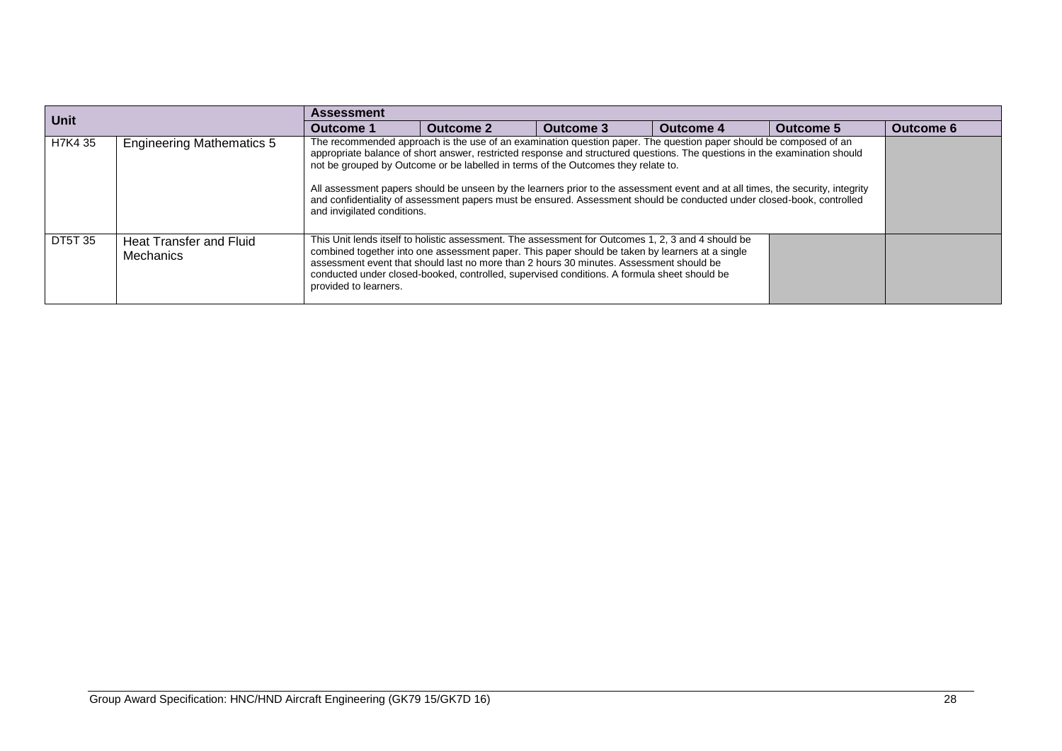| Unit | | Assessment | | | | | |
|---|---|---|---|---|---|---|---|
| | | Outcome 1 | Outcome 2 | Outcome 3 | Outcome 4 | Outcome 5 | Outcome 6 |
| H7K4 35 | Engineering Mathematics 5 | The recommended approach is the use of an examination question paper. The question paper should be composed of an appropriate balance of short answer, restricted response and structured questions. The questions in the examination should not be grouped by Outcome or be labelled in terms of the Outcomes they relate to.<br><br>All assessment papers should be unseen by the learners prior to the assessment event and at all times, the security, integrity and confidentiality of assessment papers must be ensured. Assessment should be conducted under closed-book, controlled and invigilated conditions. | | | | | |
| DT5T 35 | Heat Transfer and Fluid Mechanics | This Unit lends itself to holistic assessment. The assessment for Outcomes 1, 2, 3 and 4 should be combined together into one assessment paper. This paper should be taken by learners at a single assessment event that should last no more than 2 hours 30 minutes. Assessment should be conducted under closed-booked, controlled, supervised conditions. A formula sheet should be provided to learners. | | | | | |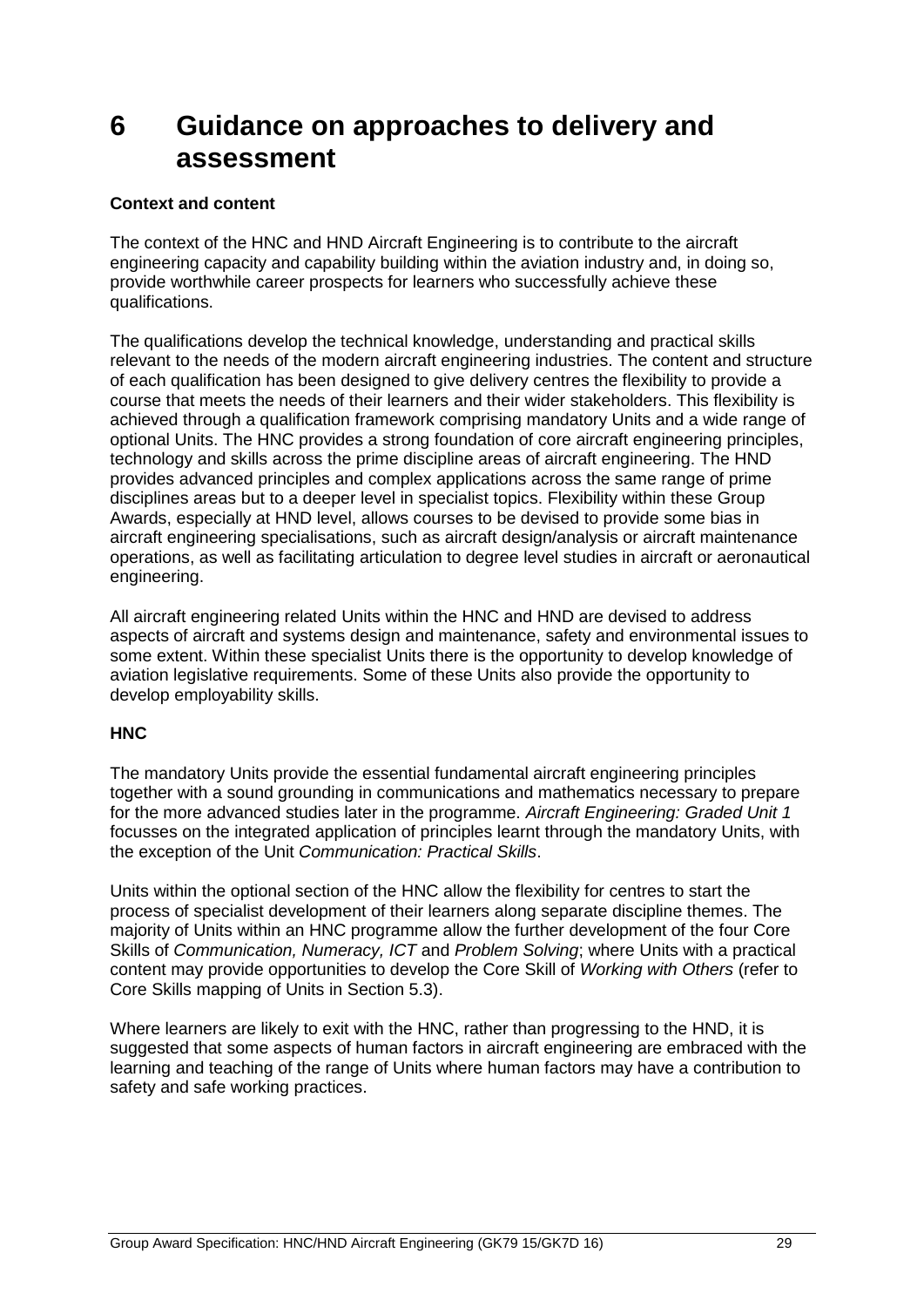# 6 Guidance on approaches to delivery and assessment

**Context and content**

The context of the HNC and HND Aircraft Engineering is to contribute to the aircraft engineering capacity and capability building within the aviation industry and, in doing so, provide worthwhile career prospects for learners who successfully achieve these qualifications.

The qualifications develop the technical knowledge, understanding and practical skills relevant to the needs of the modern aircraft engineering industries. The content and structure of each qualification has been designed to give delivery centres the flexibility to provide a course that meets the needs of their learners and their wider stakeholders. This flexibility is achieved through a qualification framework comprising mandatory Units and a wide range of optional Units. The HNC provides a strong foundation of core aircraft engineering principles, technology and skills across the prime discipline areas of aircraft engineering. The HND provides advanced principles and complex applications across the same range of prime disciplines areas but to a deeper level in specialist topics. Flexibility within these Group Awards, especially at HND level, allows courses to be devised to provide some bias in aircraft engineering specialisations, such as aircraft design/analysis or aircraft maintenance operations, as well as facilitating articulation to degree level studies in aircraft or aeronautical engineering.

All aircraft engineering related Units within the HNC and HND are devised to address aspects of aircraft and systems design and maintenance, safety and environmental issues to some extent. Within these specialist Units there is the opportunity to develop knowledge of aviation legislative requirements. Some of these Units also provide the opportunity to develop employability skills.

**HNC**

The mandatory Units provide the essential fundamental aircraft engineering principles together with a sound grounding in communications and mathematics necessary to prepare for the more advanced studies later in the programme. *Aircraft Engineering: Graded Unit 1* focusses on the integrated application of principles learnt through the mandatory Units, with the exception of the Unit *Communication: Practical Skills*.

Units within the optional section of the HNC allow the flexibility for centres to start the process of specialist development of their learners along separate discipline themes. The majority of Units within an HNC programme allow the further development of the four Core Skills of *Communication, Numeracy, ICT* and *Problem Solving*; where Units with a practical content may provide opportunities to develop the Core Skill of *Working with Others* (refer to Core Skills mapping of Units in Section 5.3).

Where learners are likely to exit with the HNC, rather than progressing to the HND, it is suggested that some aspects of human factors in aircraft engineering are embraced with the learning and teaching of the range of Units where human factors may have a contribution to safety and safe working practices.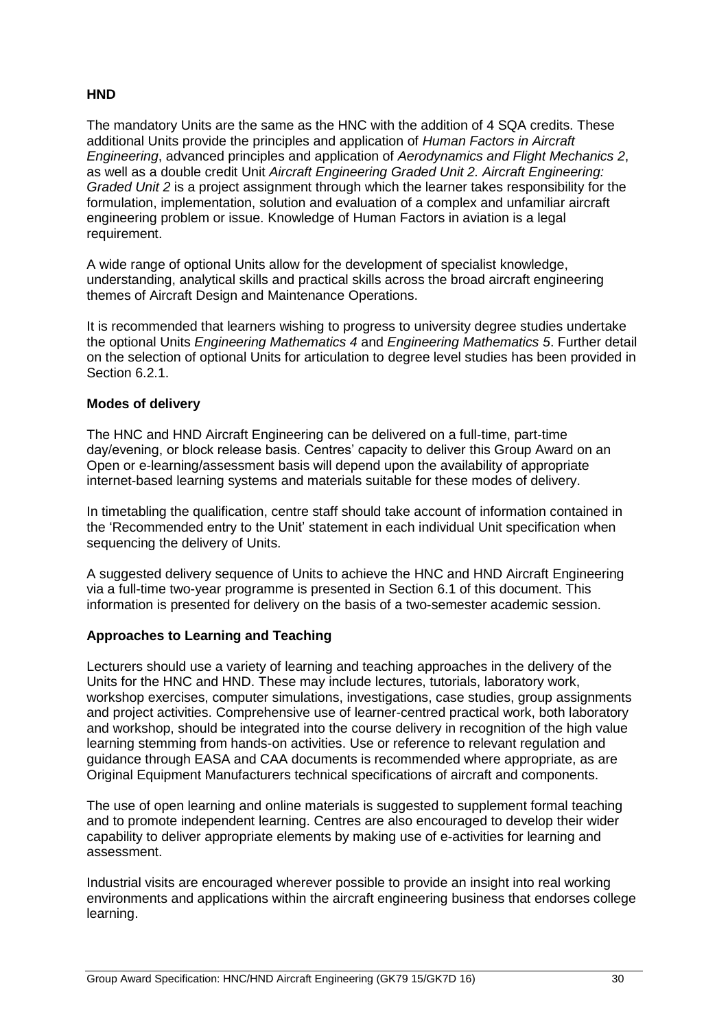**HND**

The mandatory Units are the same as the HNC with the addition of 4 SQA credits. These additional Units provide the principles and application of *Human Factors in Aircraft Engineering*, advanced principles and application of *Aerodynamics and Flight Mechanics 2*, as well as a double credit Unit *Aircraft Engineering Graded Unit 2. Aircraft Engineering: Graded Unit 2* is a project assignment through which the learner takes responsibility for the formulation, implementation, solution and evaluation of a complex and unfamiliar aircraft engineering problem or issue. Knowledge of Human Factors in aviation is a legal requirement.

A wide range of optional Units allow for the development of specialist knowledge, understanding, analytical skills and practical skills across the broad aircraft engineering themes of Aircraft Design and Maintenance Operations.

It is recommended that learners wishing to progress to university degree studies undertake the optional Units *Engineering Mathematics 4* and *Engineering Mathematics 5*. Further detail on the selection of optional Units for articulation to degree level studies has been provided in Section 6.2.1.

**Modes of delivery**

The HNC and HND Aircraft Engineering can be delivered on a full-time, part-time day/evening, or block release basis. Centres' capacity to deliver this Group Award on an Open or e-learning/assessment basis will depend upon the availability of appropriate internet-based learning systems and materials suitable for these modes of delivery.

In timetabling the qualification, centre staff should take account of information contained in the 'Recommended entry to the Unit' statement in each individual Unit specification when sequencing the delivery of Units.

A suggested delivery sequence of Units to achieve the HNC and HND Aircraft Engineering via a full-time two-year programme is presented in Section 6.1 of this document. This information is presented for delivery on the basis of a two-semester academic session.

**Approaches to Learning and Teaching**

Lecturers should use a variety of learning and teaching approaches in the delivery of the Units for the HNC and HND. These may include lectures, tutorials, laboratory work, workshop exercises, computer simulations, investigations, case studies, group assignments and project activities. Comprehensive use of learner-centred practical work, both laboratory and workshop, should be integrated into the course delivery in recognition of the high value learning stemming from hands-on activities. Use or reference to relevant regulation and guidance through EASA and CAA documents is recommended where appropriate, as are Original Equipment Manufacturers technical specifications of aircraft and components.

The use of open learning and online materials is suggested to supplement formal teaching and to promote independent learning. Centres are also encouraged to develop their wider capability to deliver appropriate elements by making use of e-activities for learning and assessment.

Industrial visits are encouraged wherever possible to provide an insight into real working environments and applications within the aircraft engineering business that endorses college learning.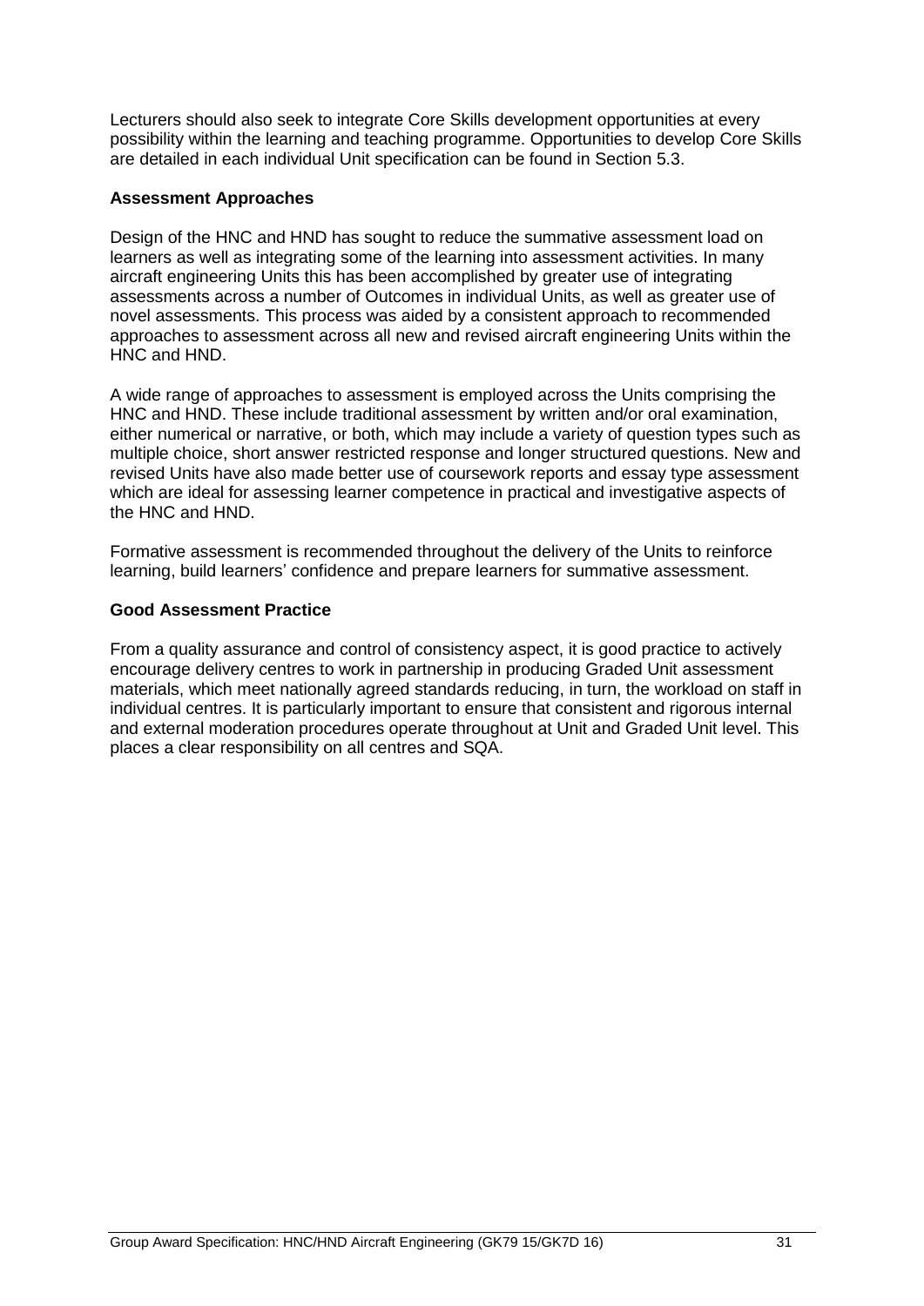Lecturers should also seek to integrate Core Skills development opportunities at every possibility within the learning and teaching programme. Opportunities to develop Core Skills are detailed in each individual Unit specification can be found in Section 5.3.

**Assessment Approaches**

Design of the HNC and HND has sought to reduce the summative assessment load on learners as well as integrating some of the learning into assessment activities. In many aircraft engineering Units this has been accomplished by greater use of integrating assessments across a number of Outcomes in individual Units, as well as greater use of novel assessments. This process was aided by a consistent approach to recommended approaches to assessment across all new and revised aircraft engineering Units within the HNC and HND.

A wide range of approaches to assessment is employed across the Units comprising the HNC and HND. These include traditional assessment by written and/or oral examination, either numerical or narrative, or both, which may include a variety of question types such as multiple choice, short answer restricted response and longer structured questions. New and revised Units have also made better use of coursework reports and essay type assessment which are ideal for assessing learner competence in practical and investigative aspects of the HNC and HND.

Formative assessment is recommended throughout the delivery of the Units to reinforce learning, build learners' confidence and prepare learners for summative assessment.

**Good Assessment Practice**

From a quality assurance and control of consistency aspect, it is good practice to actively encourage delivery centres to work in partnership in producing Graded Unit assessment materials, which meet nationally agreed standards reducing, in turn, the workload on staff in individual centres. It is particularly important to ensure that consistent and rigorous internal and external moderation procedures operate throughout at Unit and Graded Unit level. This places a clear responsibility on all centres and SQA.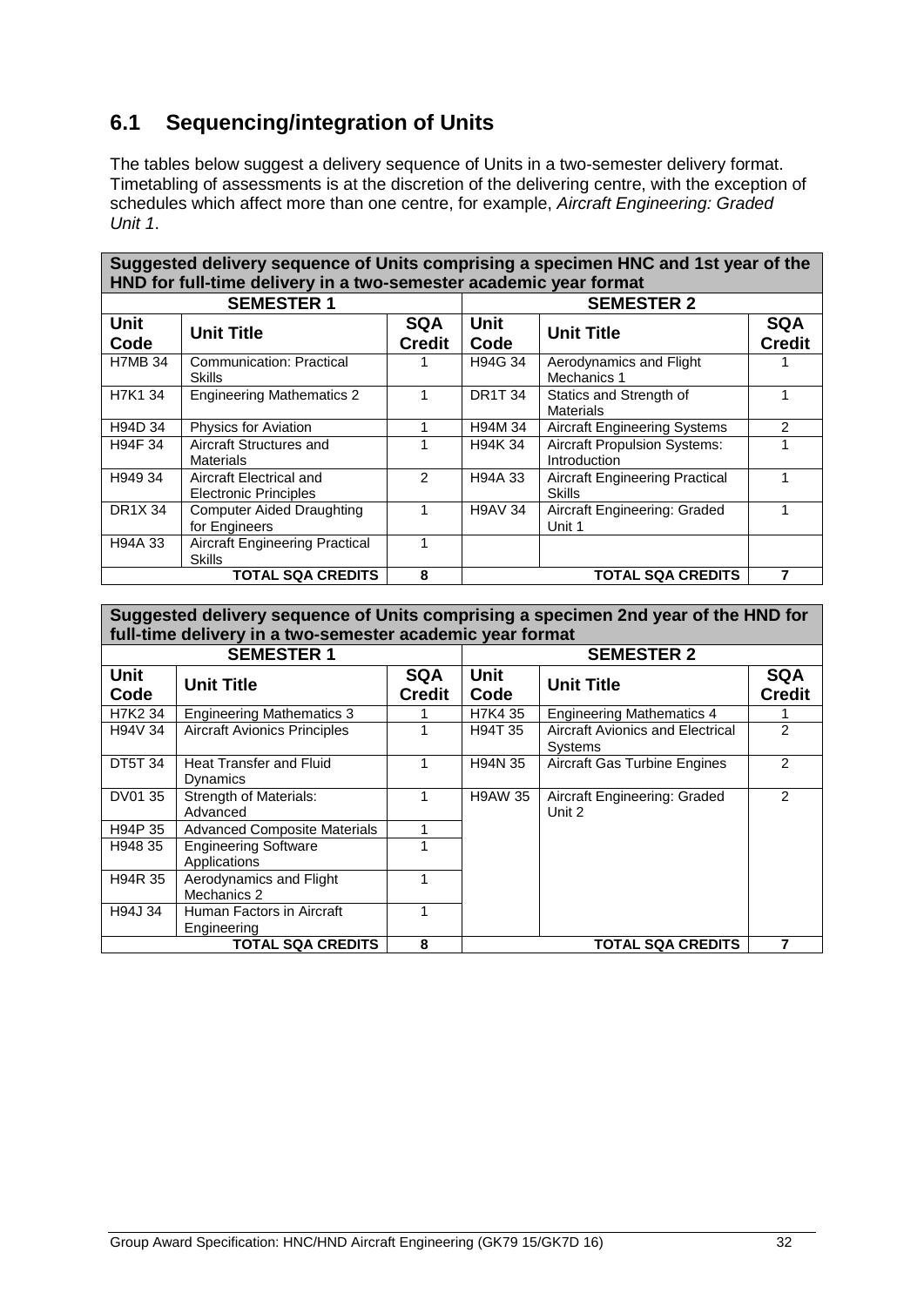## 6.1 Sequencing/integration of Units

The tables below suggest a delivery sequence of Units in a two-semester delivery format. Timetabling of assessments is at the discretion of the delivering centre, with the exception of schedules which affect more than one centre, for example, *Aircraft Engineering: Graded Unit 1*.

| **Suggested delivery sequence of Units comprising a specimen HNC and 1st year of the HND for full-time delivery in a two-semester academic year format** | | | | | |
|---|---|---|---|---|---|
| **SEMESTER 1** | | | **SEMESTER 2** | | |
| **Unit Code** | **Unit Title** | **SQA Credit** | **Unit Code** | **Unit Title** | **SQA Credit** |
| H7MB 34 | Communication: Practical Skills | 1 | H94G 34 | Aerodynamics and Flight Mechanics 1 | 1 |
| H7K1 34 | Engineering Mathematics 2 | 1 | DR1T 34 | Statics and Strength of Materials | 1 |
| H94D 34 | Physics for Aviation | 1 | H94M 34 | Aircraft Engineering Systems | 2 |
| H94F 34 | Aircraft Structures and Materials | 1 | H94K 34 | Aircraft Propulsion Systems: Introduction | 1 |
| H949 34 | Aircraft Electrical and Electronic Principles | 2 | H94A 33 | Aircraft Engineering Practical Skills | 1 |
| DR1X 34 | Computer Aided Draughting for Engineers | 1 | H9AV 34 | Aircraft Engineering: Graded Unit 1 | 1 |
| H94A 33 | Aircraft Engineering Practical Skills | 1 | | | |
| | **TOTAL SQA CREDITS** | **8** | | **TOTAL SQA CREDITS** | **7** |

| **Suggested delivery sequence of Units comprising a specimen 2nd year of the HND for full-time delivery in a two-semester academic year format** | | | | | |
|---|---|---|---|---|---|
| **SEMESTER 1** | | | **SEMESTER 2** | | |
| **Unit Code** | **Unit Title** | **SQA Credit** | **Unit Code** | **Unit Title** | **SQA Credit** |
| H7K2 34 | Engineering Mathematics 3 | 1 | H7K4 35 | Engineering Mathematics 4 | 1 |
| H94V 34 | Aircraft Avionics Principles | 1 | H94T 35 | Aircraft Avionics and Electrical Systems | 2 |
| DT5T 34 | Heat Transfer and Fluid Dynamics | 1 | H94N 35 | Aircraft Gas Turbine Engines | 2 |
| DV01 35 | Strength of Materials: Advanced | 1 | H9AW 35 | Aircraft Engineering: Graded Unit 2 | 2 |
| H94P 35 | Advanced Composite Materials | 1 | | | |
| H948 35 | Engineering Software Applications | 1 | | | |
| H94R 35 | Aerodynamics and Flight Mechanics 2 | 1 | | | |
| H94J 34 | Human Factors in Aircraft Engineering | 1 | | | |
| | **TOTAL SQA CREDITS** | **8** | | **TOTAL SQA CREDITS** | **7** |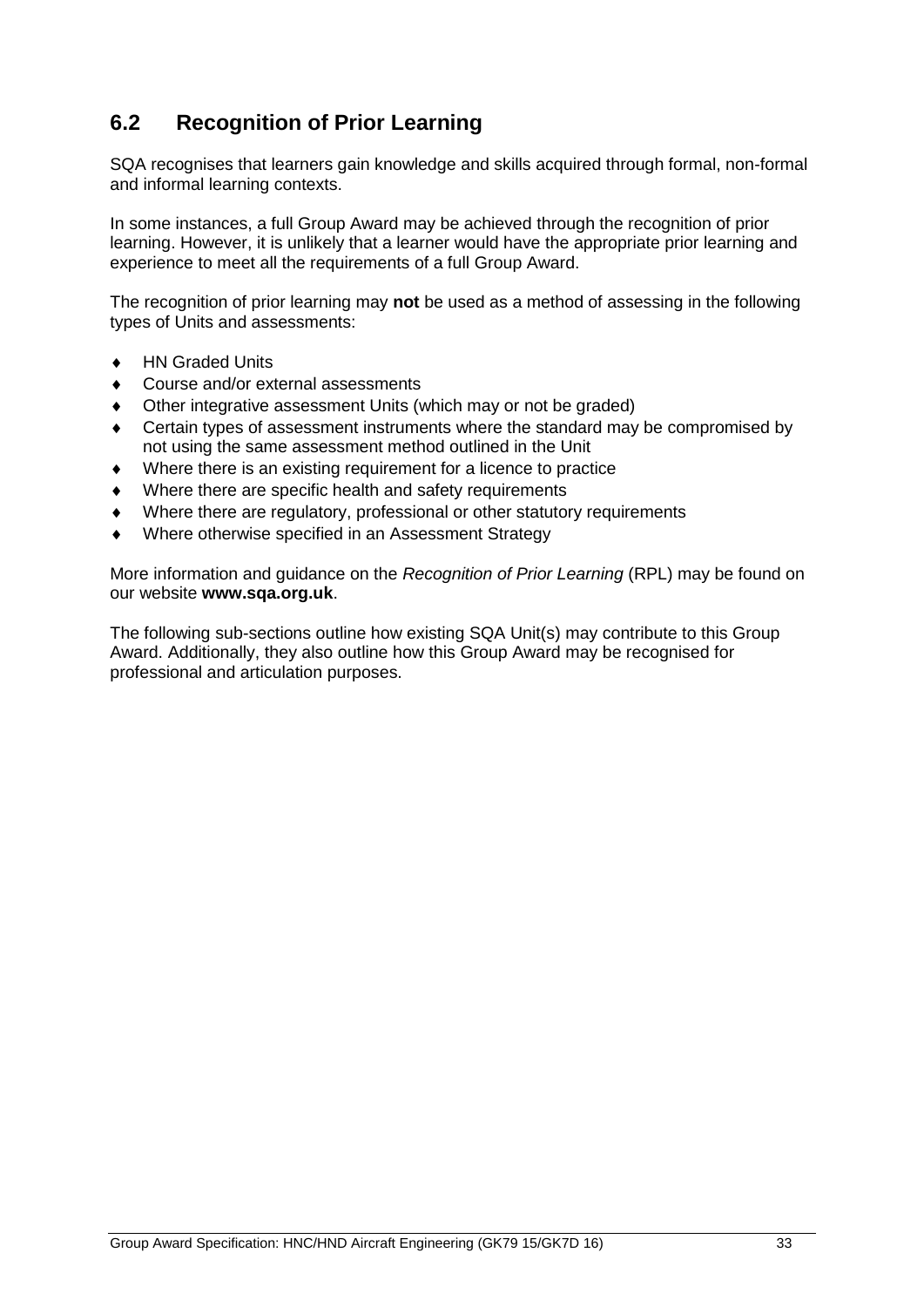## 6.2 Recognition of Prior Learning

SQA recognises that learners gain knowledge and skills acquired through formal, non-formal and informal learning contexts.

In some instances, a full Group Award may be achieved through the recognition of prior learning. However, it is unlikely that a learner would have the appropriate prior learning and experience to meet all the requirements of a full Group Award.

The recognition of prior learning may **not** be used as a method of assessing in the following types of Units and assessments:

- HN Graded Units
- Course and/or external assessments
- Other integrative assessment Units (which may or not be graded)
- Certain types of assessment instruments where the standard may be compromised by not using the same assessment method outlined in the Unit
- Where there is an existing requirement for a licence to practice
- Where there are specific health and safety requirements
- Where there are regulatory, professional or other statutory requirements
- Where otherwise specified in an Assessment Strategy

More information and guidance on the *Recognition of Prior Learning* (RPL) may be found on our website **www.sqa.org.uk**.

The following sub-sections outline how existing SQA Unit(s) may contribute to this Group Award. Additionally, they also outline how this Group Award may be recognised for professional and articulation purposes.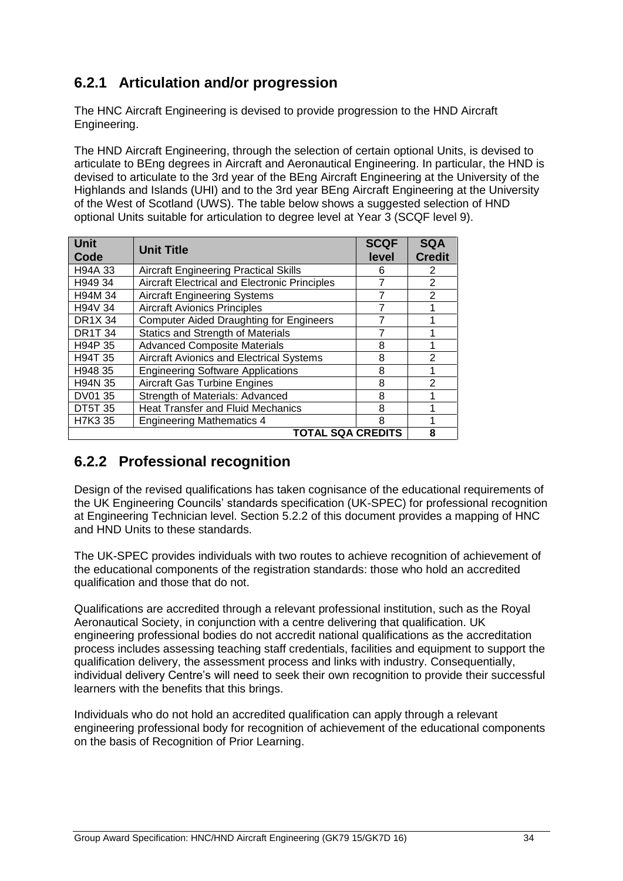### 6.2.1 Articulation and/or progression

The HNC Aircraft Engineering is devised to provide progression to the HND Aircraft Engineering.

The HND Aircraft Engineering, through the selection of certain optional Units, is devised to articulate to BEng degrees in Aircraft and Aeronautical Engineering. In particular, the HND is devised to articulate to the 3rd year of the BEng Aircraft Engineering at the University of the Highlands and Islands (UHI) and to the 3rd year BEng Aircraft Engineering at the University of the West of Scotland (UWS). The table below shows a suggested selection of HND optional Units suitable for articulation to degree level at Year 3 (SCQF level 9).

| Unit Code | Unit Title | SCQF level | SQA Credit |
|---|---|---|---|
| H94A 33 | Aircraft Engineering Practical Skills | 6 | 2 |
| H949 34 | Aircraft Electrical and Electronic Principles | 7 | 2 |
| H94M 34 | Aircraft Engineering Systems | 7 | 2 |
| H94V 34 | Aircraft Avionics Principles | 7 | 1 |
| DR1X 34 | Computer Aided Draughting for Engineers | 7 | 1 |
| DR1T 34 | Statics and Strength of Materials | 7 | 1 |
| H94P 35 | Advanced Composite Materials | 8 | 1 |
| H94T 35 | Aircraft Avionics and Electrical Systems | 8 | 2 |
| H948 35 | Engineering Software Applications | 8 | 1 |
| H94N 35 | Aircraft Gas Turbine Engines | 8 | 2 |
| DV01 35 | Strength of Materials: Advanced | 8 | 1 |
| DT5T 35 | Heat Transfer and Fluid Mechanics | 8 | 1 |
| H7K3 35 | Engineering Mathematics 4 | 8 | 1 |
| | | **TOTAL SQA CREDITS** | **8** |

### 6.2.2 Professional recognition

Design of the revised qualifications has taken cognisance of the educational requirements of the UK Engineering Councils' standards specification (UK-SPEC) for professional recognition at Engineering Technician level. Section 5.2.2 of this document provides a mapping of HNC and HND Units to these standards.

The UK-SPEC provides individuals with two routes to achieve recognition of achievement of the educational components of the registration standards: those who hold an accredited qualification and those that do not.

Qualifications are accredited through a relevant professional institution, such as the Royal Aeronautical Society, in conjunction with a centre delivering that qualification. UK engineering professional bodies do not accredit national qualifications as the accreditation process includes assessing teaching staff credentials, facilities and equipment to support the qualification delivery, the assessment process and links with industry. Consequentially, individual delivery Centre's will need to seek their own recognition to provide their successful learners with the benefits that this brings.

Individuals who do not hold an accredited qualification can apply through a relevant engineering professional body for recognition of achievement of the educational components on the basis of Recognition of Prior Learning.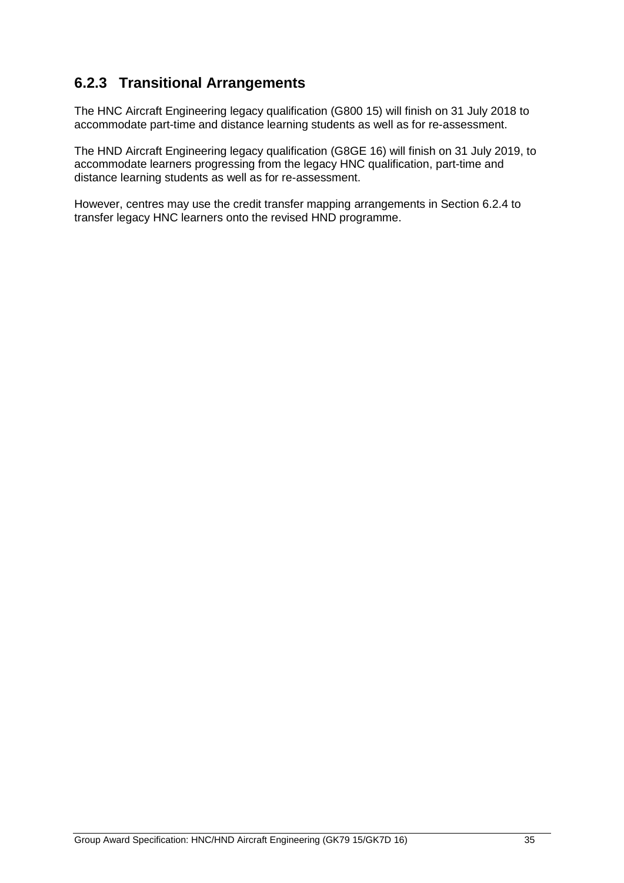### 6.2.3 Transitional Arrangements

The HNC Aircraft Engineering legacy qualification (G800 15) will finish on 31 July 2018 to accommodate part-time and distance learning students as well as for re-assessment.

The HND Aircraft Engineering legacy qualification (G8GE 16) will finish on 31 July 2019, to accommodate learners progressing from the legacy HNC qualification, part-time and distance learning students as well as for re-assessment.

However, centres may use the credit transfer mapping arrangements in Section 6.2.4 to transfer legacy HNC learners onto the revised HND programme.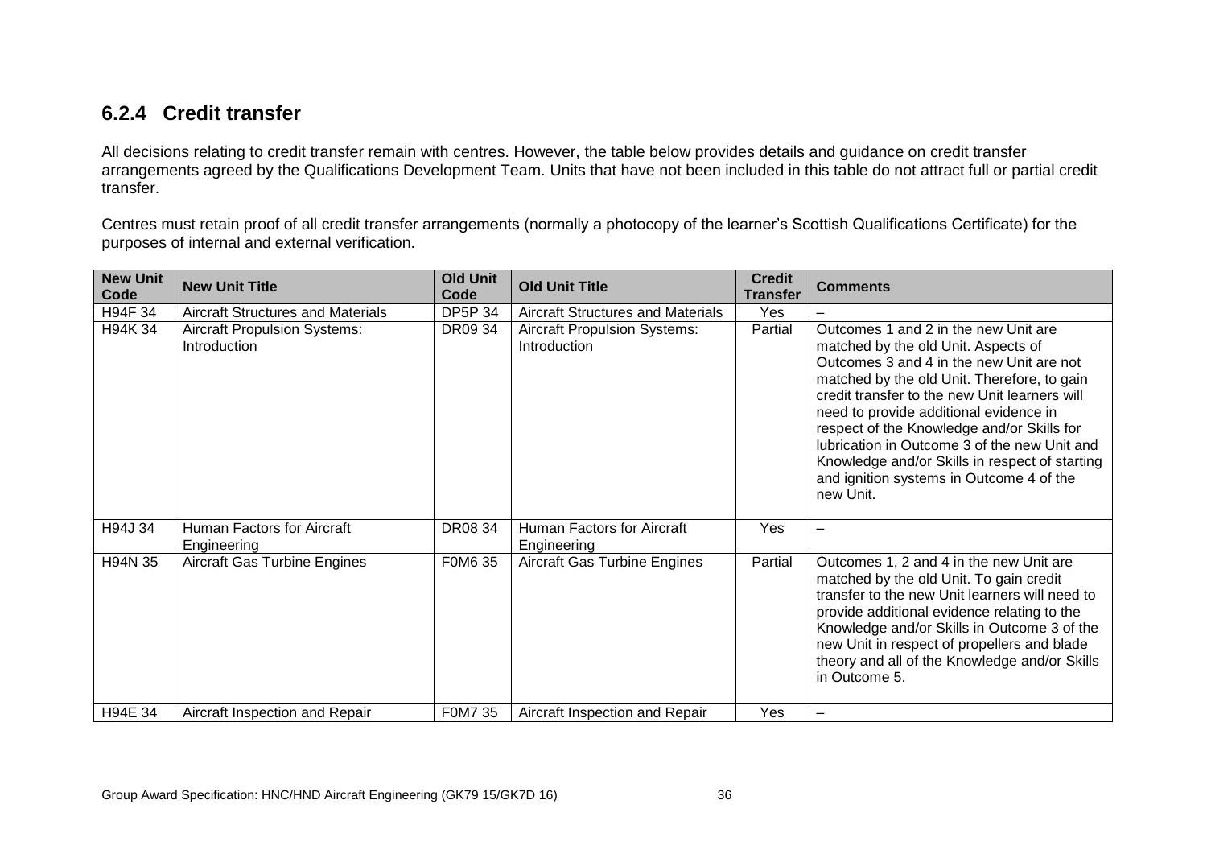### 6.2.4 Credit transfer

All decisions relating to credit transfer remain with centres. However, the table below provides details and guidance on credit transfer arrangements agreed by the Qualifications Development Team. Units that have not been included in this table do not attract full or partial credit transfer.

Centres must retain proof of all credit transfer arrangements (normally a photocopy of the learner's Scottish Qualifications Certificate) for the purposes of internal and external verification.

| New Unit Code | New Unit Title | Old Unit Code | Old Unit Title | Credit Transfer | Comments |
|---|---|---|---|---|---|
| H94F 34 | Aircraft Structures and Materials | DP5P 34 | Aircraft Structures and Materials | Yes | – |
| H94K 34 | Aircraft Propulsion Systems: Introduction | DR09 34 | Aircraft Propulsion Systems: Introduction | Partial | Outcomes 1 and 2 in the new Unit are matched by the old Unit. Aspects of Outcomes 3 and 4 in the new Unit are not matched by the old Unit. Therefore, to gain credit transfer to the new Unit learners will need to provide additional evidence in respect of the Knowledge and/or Skills for lubrication in Outcome 3 of the new Unit and Knowledge and/or Skills in respect of starting and ignition systems in Outcome 4 of the new Unit. |
| H94J 34 | Human Factors for Aircraft Engineering | DR08 34 | Human Factors for Aircraft Engineering | Yes | – |
| H94N 35 | Aircraft Gas Turbine Engines | F0M6 35 | Aircraft Gas Turbine Engines | Partial | Outcomes 1, 2 and 4 in the new Unit are matched by the old Unit. To gain credit transfer to the new Unit learners will need to provide additional evidence relating to the Knowledge and/or Skills in Outcome 3 of the new Unit in respect of propellers and blade theory and all of the Knowledge and/or Skills in Outcome 5. |
| H94E 34 | Aircraft Inspection and Repair | F0M7 35 | Aircraft Inspection and Repair | Yes | – |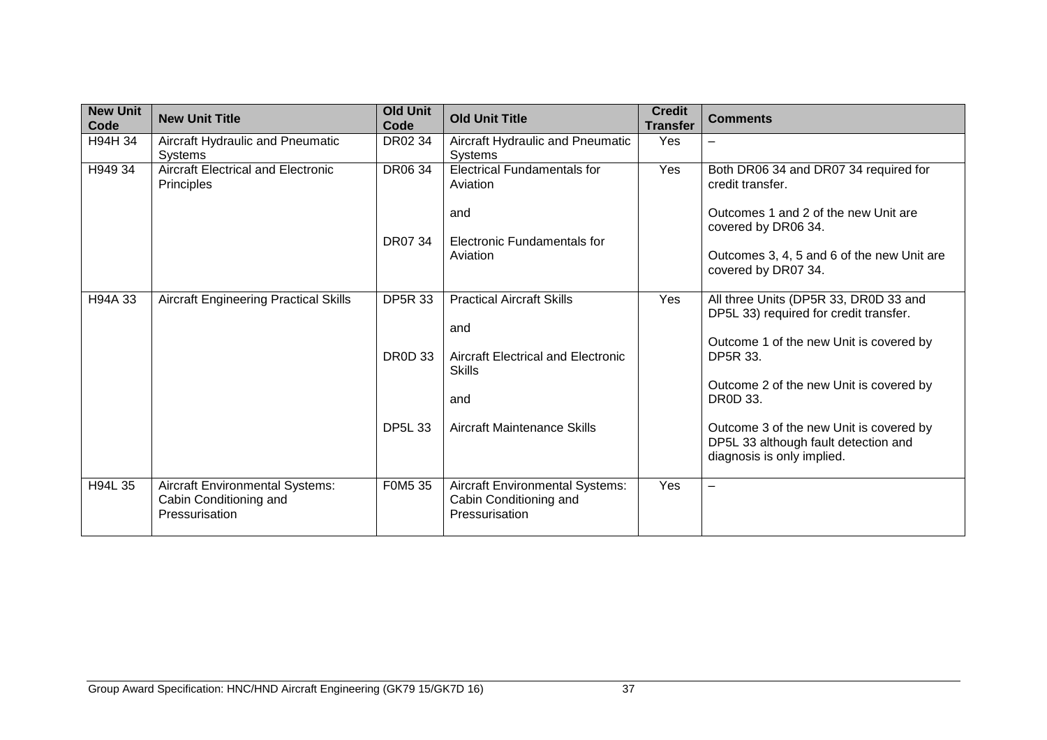| New Unit Code | New Unit Title | Old Unit Code | Old Unit Title | Credit Transfer | Comments |
|---|---|---|---|---|---|
| H94H 34 | Aircraft Hydraulic and Pneumatic Systems | DR02 34 | Aircraft Hydraulic and Pneumatic Systems | Yes | – |
| H949 34 | Aircraft Electrical and Electronic Principles | DR06 34<br><br>DR07 34 | Electrical Fundamentals for Aviation<br><br>and<br><br>Electronic Fundamentals for Aviation | Yes | Both DR06 34 and DR07 34 required for credit transfer.<br><br>Outcomes 1 and 2 of the new Unit are covered by DR06 34.<br><br>Outcomes 3, 4, 5 and 6 of the new Unit are covered by DR07 34. |
| H94A 33 | Aircraft Engineering Practical Skills | DP5R 33<br><br>DR0D 33<br><br>DP5L 33 | Practical Aircraft Skills<br><br>and<br><br>Aircraft Electrical and Electronic Skills<br><br>and<br><br>Aircraft Maintenance Skills | Yes | All three Units (DP5R 33, DR0D 33 and DP5L 33) required for credit transfer.<br><br>Outcome 1 of the new Unit is covered by DP5R 33.<br><br>Outcome 2 of the new Unit is covered by DR0D 33.<br><br>Outcome 3 of the new Unit is covered by DP5L 33 although fault detection and diagnosis is only implied. |
| H94L 35 | Aircraft Environmental Systems: Cabin Conditioning and Pressurisation | F0M5 35 | Aircraft Environmental Systems: Cabin Conditioning and Pressurisation | Yes | – |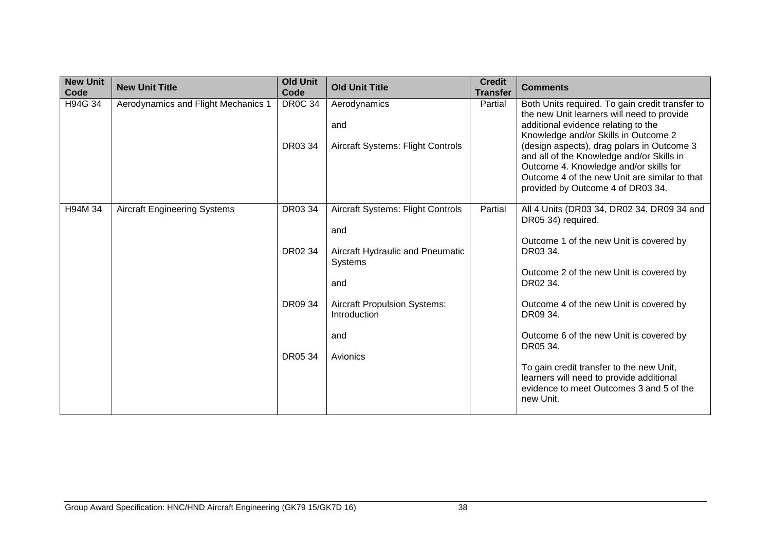| New Unit Code | New Unit Title | Old Unit Code | Old Unit Title | Credit Transfer | Comments |
|---|---|---|---|---|---|
| H94G 34 | Aerodynamics and Flight Mechanics 1 | DR0C 34<br><br>DR03 34 | Aerodynamics<br><br>and<br><br>Aircraft Systems: Flight Controls | Partial | Both Units required. To gain credit transfer to the new Unit learners will need to provide additional evidence relating to the Knowledge and/or Skills in Outcome 2 (design aspects), drag polars in Outcome 3 and all of the Knowledge and/or Skills in Outcome 4. Knowledge and/or skills for Outcome 4 of the new Unit are similar to that provided by Outcome 4 of DR03 34. |
| H94M 34 | Aircraft Engineering Systems | DR03 34<br><br>DR02 34<br><br>DR09 34<br><br>DR05 34 | Aircraft Systems: Flight Controls<br><br>and<br><br>Aircraft Hydraulic and Pneumatic Systems<br><br>and<br><br>Aircraft Propulsion Systems: Introduction<br><br>and<br><br>Avionics | Partial | All 4 Units (DR03 34, DR02 34, DR09 34 and DR05 34) required.<br><br>Outcome 1 of the new Unit is covered by DR03 34.<br><br>Outcome 2 of the new Unit is covered by DR02 34.<br><br>Outcome 4 of the new Unit is covered by DR09 34.<br><br>Outcome 6 of the new Unit is covered by DR05 34.<br><br>To gain credit transfer to the new Unit, learners will need to provide additional evidence to meet Outcomes 3 and 5 of the new Unit. |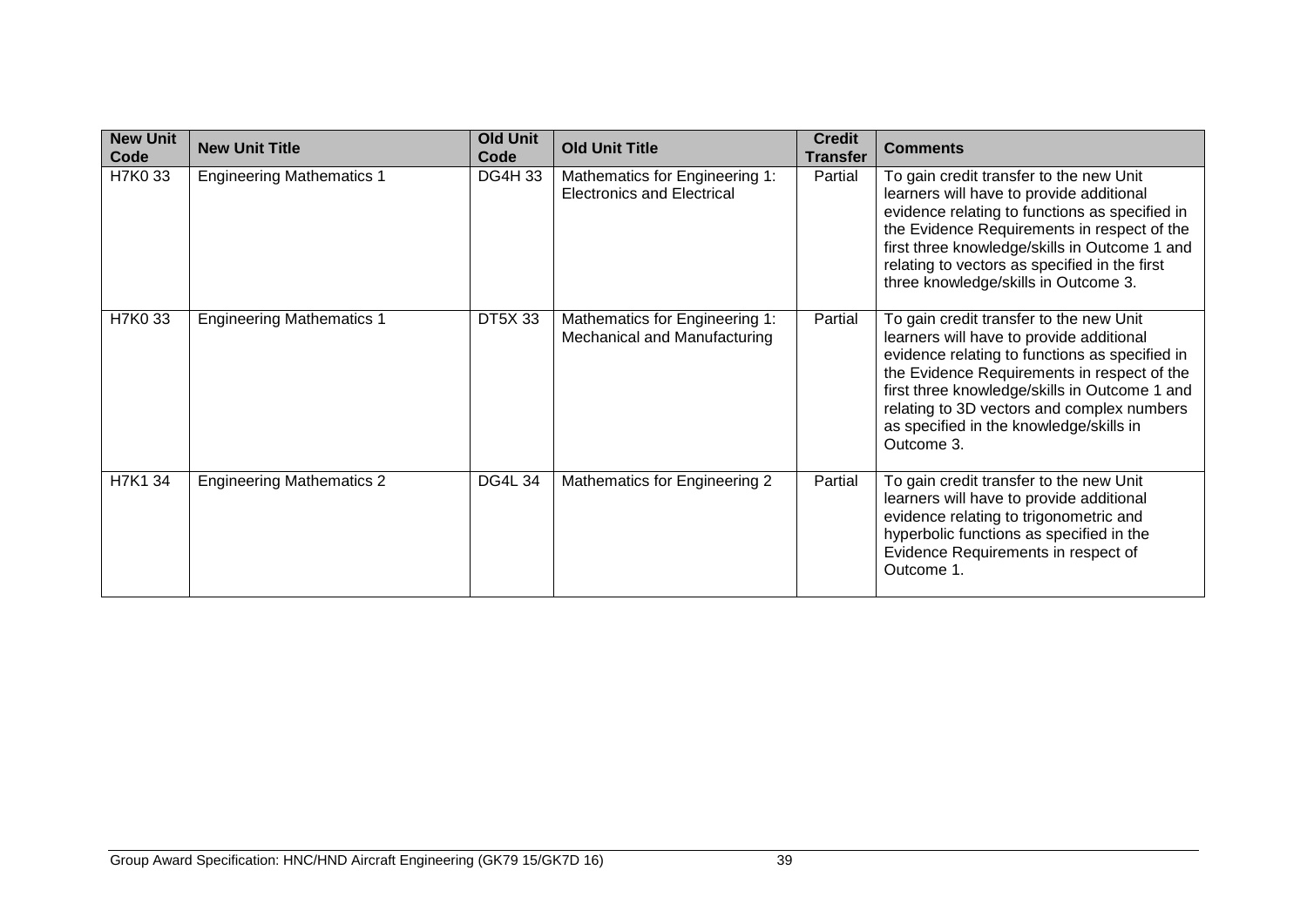| New Unit Code | New Unit Title | Old Unit Code | Old Unit Title | Credit Transfer | Comments |
|---|---|---|---|---|---|
| H7K0 33 | Engineering Mathematics 1 | DG4H 33 | Mathematics for Engineering 1: Electronics and Electrical | Partial | To gain credit transfer to the new Unit learners will have to provide additional evidence relating to functions as specified in the Evidence Requirements in respect of the first three knowledge/skills in Outcome 1 and relating to vectors as specified in the first three knowledge/skills in Outcome 3. |
| H7K0 33 | Engineering Mathematics 1 | DT5X 33 | Mathematics for Engineering 1: Mechanical and Manufacturing | Partial | To gain credit transfer to the new Unit learners will have to provide additional evidence relating to functions as specified in the Evidence Requirements in respect of the first three knowledge/skills in Outcome 1 and relating to 3D vectors and complex numbers as specified in the knowledge/skills in Outcome 3. |
| H7K1 34 | Engineering Mathematics 2 | DG4L 34 | Mathematics for Engineering 2 | Partial | To gain credit transfer to the new Unit learners will have to provide additional evidence relating to trigonometric and hyperbolic functions as specified in the Evidence Requirements in respect of Outcome 1. |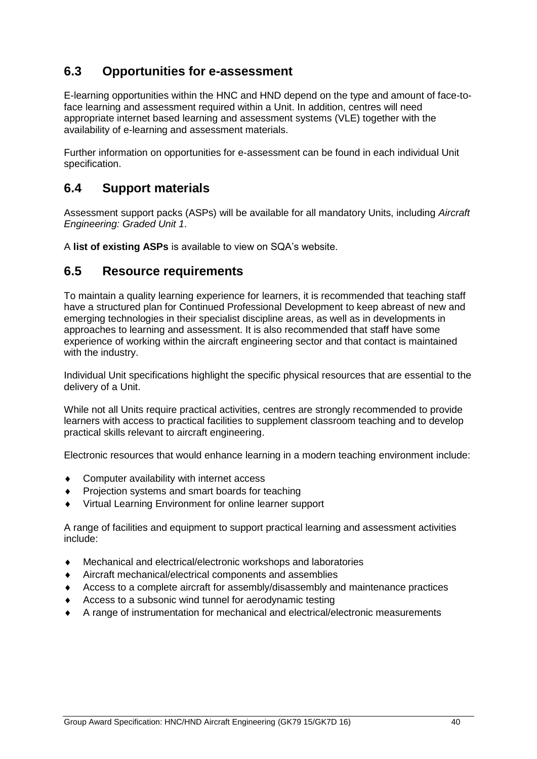## 6.3 Opportunities for e-assessment

E-learning opportunities within the HNC and HND depend on the type and amount of face-to-face learning and assessment required within a Unit. In addition, centres will need appropriate internet based learning and assessment systems (VLE) together with the availability of e-learning and assessment materials.

Further information on opportunities for e-assessment can be found in each individual Unit specification.

## 6.4 Support materials

Assessment support packs (ASPs) will be available for all mandatory Units, including *Aircraft Engineering: Graded Unit 1*.

A **list of existing ASPs** is available to view on SQA's website.

## 6.5 Resource requirements

To maintain a quality learning experience for learners, it is recommended that teaching staff have a structured plan for Continued Professional Development to keep abreast of new and emerging technologies in their specialist discipline areas, as well as in developments in approaches to learning and assessment. It is also recommended that staff have some experience of working within the aircraft engineering sector and that contact is maintained with the industry.

Individual Unit specifications highlight the specific physical resources that are essential to the delivery of a Unit.

While not all Units require practical activities, centres are strongly recommended to provide learners with access to practical facilities to supplement classroom teaching and to develop practical skills relevant to aircraft engineering.

Electronic resources that would enhance learning in a modern teaching environment include:

- Computer availability with internet access
- Projection systems and smart boards for teaching
- Virtual Learning Environment for online learner support

A range of facilities and equipment to support practical learning and assessment activities include:

- Mechanical and electrical/electronic workshops and laboratories
- Aircraft mechanical/electrical components and assemblies
- Access to a complete aircraft for assembly/disassembly and maintenance practices
- Access to a subsonic wind tunnel for aerodynamic testing
- A range of instrumentation for mechanical and electrical/electronic measurements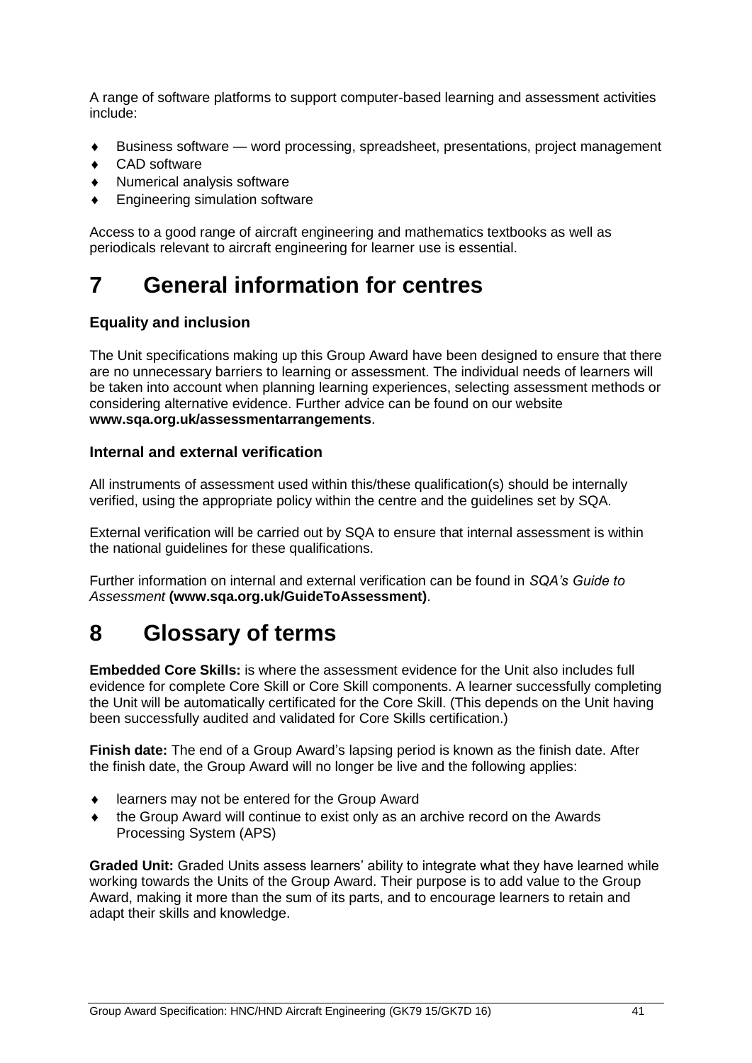A range of software platforms to support computer-based learning and assessment activities include:

- Business software — word processing, spreadsheet, presentations, project management
- CAD software
- Numerical analysis software
- Engineering simulation software

Access to a good range of aircraft engineering and mathematics textbooks as well as periodicals relevant to aircraft engineering for learner use is essential.

# 7 General information for centres

### Equality and inclusion

The Unit specifications making up this Group Award have been designed to ensure that there are no unnecessary barriers to learning or assessment. The individual needs of learners will be taken into account when planning learning experiences, selecting assessment methods or considering alternative evidence. Further advice can be found on our website **www.sqa.org.uk/assessmentarrangements**.

### Internal and external verification

All instruments of assessment used within this/these qualification(s) should be internally verified, using the appropriate policy within the centre and the guidelines set by SQA.

External verification will be carried out by SQA to ensure that internal assessment is within the national guidelines for these qualifications.

Further information on internal and external verification can be found in *SQA's Guide to Assessment* **(www.sqa.org.uk/GuideToAssessment)**.

# 8 Glossary of terms

**Embedded Core Skills:** is where the assessment evidence for the Unit also includes full evidence for complete Core Skill or Core Skill components. A learner successfully completing the Unit will be automatically certificated for the Core Skill. (This depends on the Unit having been successfully audited and validated for Core Skills certification.)

**Finish date:** The end of a Group Award's lapsing period is known as the finish date. After the finish date, the Group Award will no longer be live and the following applies:

- learners may not be entered for the Group Award
- the Group Award will continue to exist only as an archive record on the Awards Processing System (APS)

**Graded Unit:** Graded Units assess learners' ability to integrate what they have learned while working towards the Units of the Group Award. Their purpose is to add value to the Group Award, making it more than the sum of its parts, and to encourage learners to retain and adapt their skills and knowledge.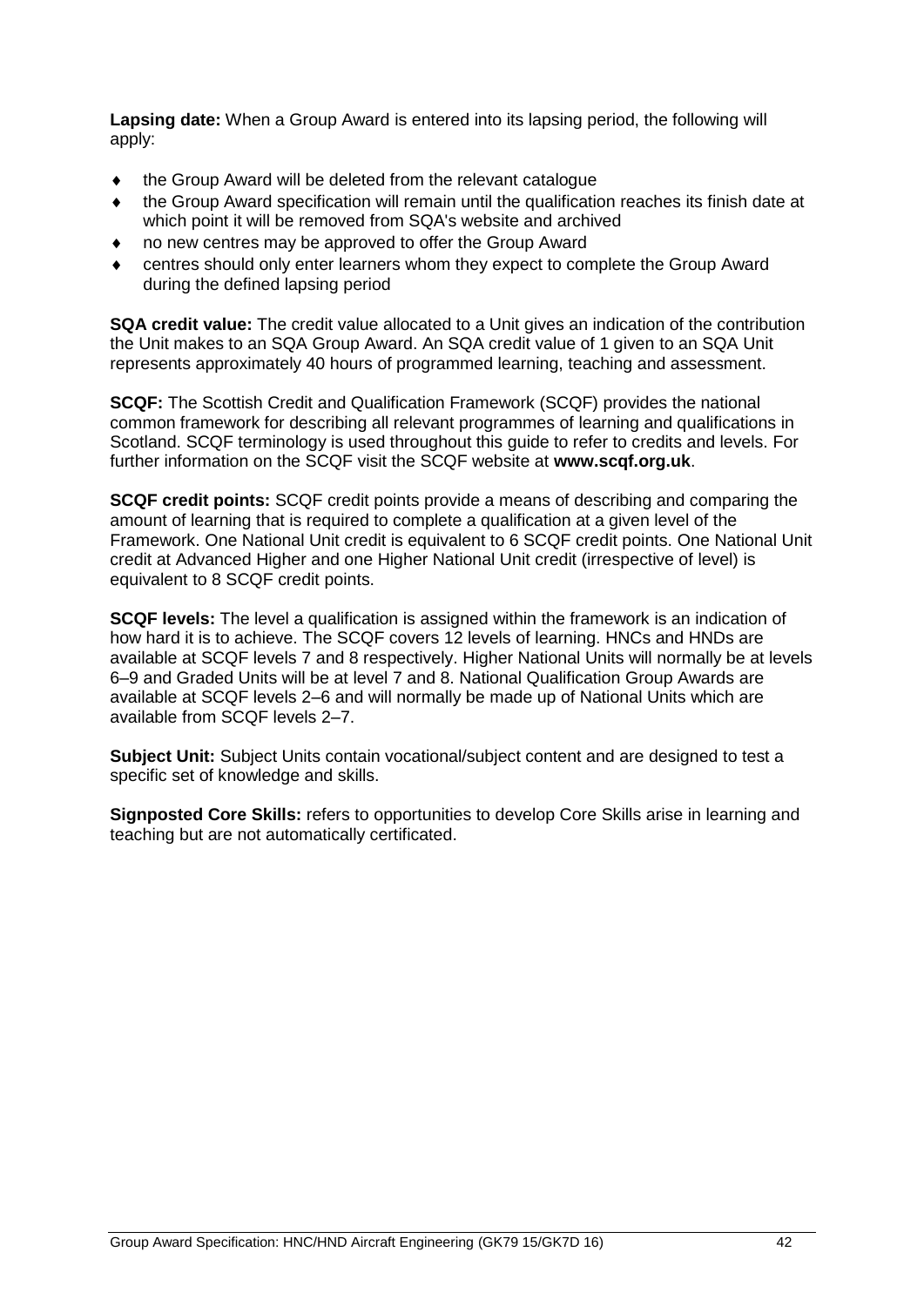**Lapsing date:** When a Group Award is entered into its lapsing period, the following will apply:

- the Group Award will be deleted from the relevant catalogue
- the Group Award specification will remain until the qualification reaches its finish date at which point it will be removed from SQA's website and archived
- no new centres may be approved to offer the Group Award
- centres should only enter learners whom they expect to complete the Group Award during the defined lapsing period

**SQA credit value:** The credit value allocated to a Unit gives an indication of the contribution the Unit makes to an SQA Group Award. An SQA credit value of 1 given to an SQA Unit represents approximately 40 hours of programmed learning, teaching and assessment.

**SCQF:** The Scottish Credit and Qualification Framework (SCQF) provides the national common framework for describing all relevant programmes of learning and qualifications in Scotland. SCQF terminology is used throughout this guide to refer to credits and levels. For further information on the SCQF visit the SCQF website at **www.scqf.org.uk**.

**SCQF credit points:** SCQF credit points provide a means of describing and comparing the amount of learning that is required to complete a qualification at a given level of the Framework. One National Unit credit is equivalent to 6 SCQF credit points. One National Unit credit at Advanced Higher and one Higher National Unit credit (irrespective of level) is equivalent to 8 SCQF credit points.

**SCQF levels:** The level a qualification is assigned within the framework is an indication of how hard it is to achieve. The SCQF covers 12 levels of learning. HNCs and HNDs are available at SCQF levels 7 and 8 respectively. Higher National Units will normally be at levels 6–9 and Graded Units will be at level 7 and 8. National Qualification Group Awards are available at SCQF levels 2–6 and will normally be made up of National Units which are available from SCQF levels 2–7.

**Subject Unit:** Subject Units contain vocational/subject content and are designed to test a specific set of knowledge and skills.

**Signposted Core Skills:** refers to opportunities to develop Core Skills arise in learning and teaching but are not automatically certificated.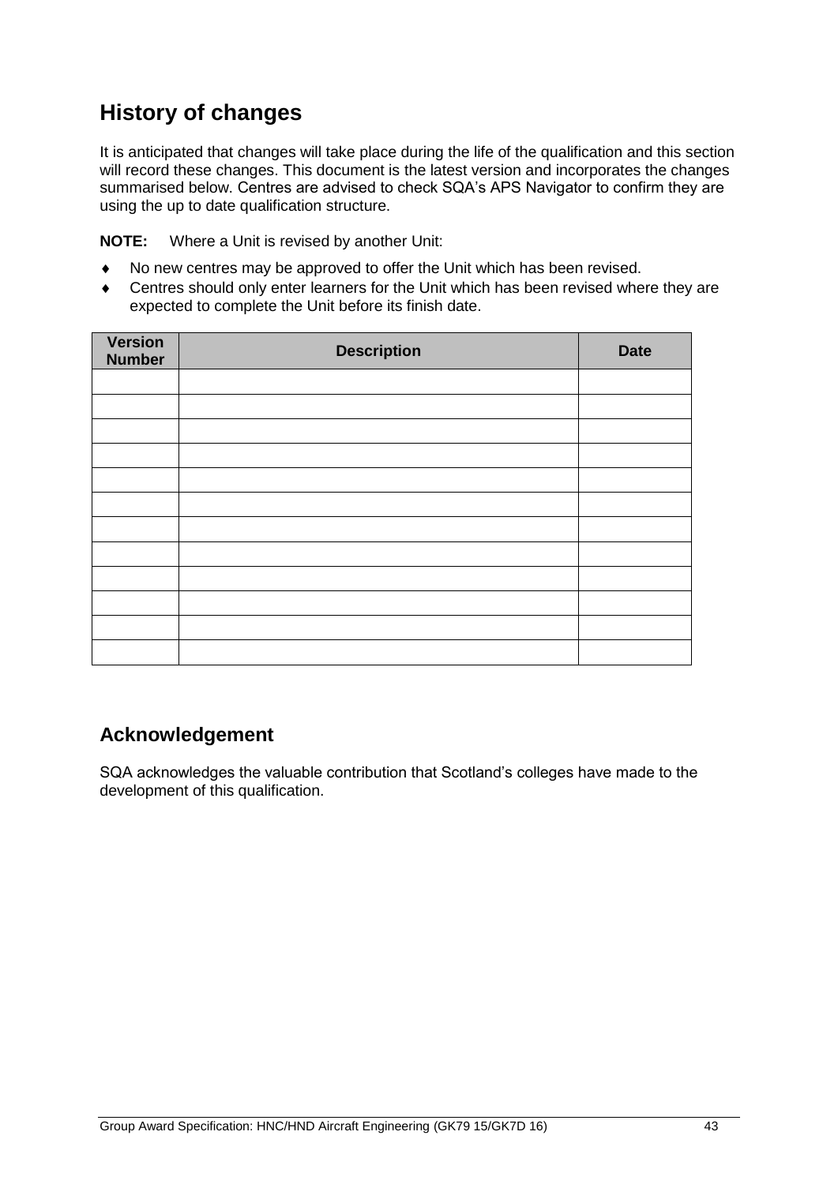## History of changes

It is anticipated that changes will take place during the life of the qualification and this section will record these changes. This document is the latest version and incorporates the changes summarised below. Centres are advised to check SQA's APS Navigator to confirm they are using the up to date qualification structure.

**NOTE:** Where a Unit is revised by another Unit:

- No new centres may be approved to offer the Unit which has been revised.
- Centres should only enter learners for the Unit which has been revised where they are expected to complete the Unit before its finish date.

| Version Number | Description | Date |
|---|---|---|
| | | |
| | | |
| | | |
| | | |
| | | |
| | | |
| | | |
| | | |
| | | |
| | | |
| | | |
| | | |

### Acknowledgement

SQA acknowledges the valuable contribution that Scotland's colleges have made to the development of this qualification.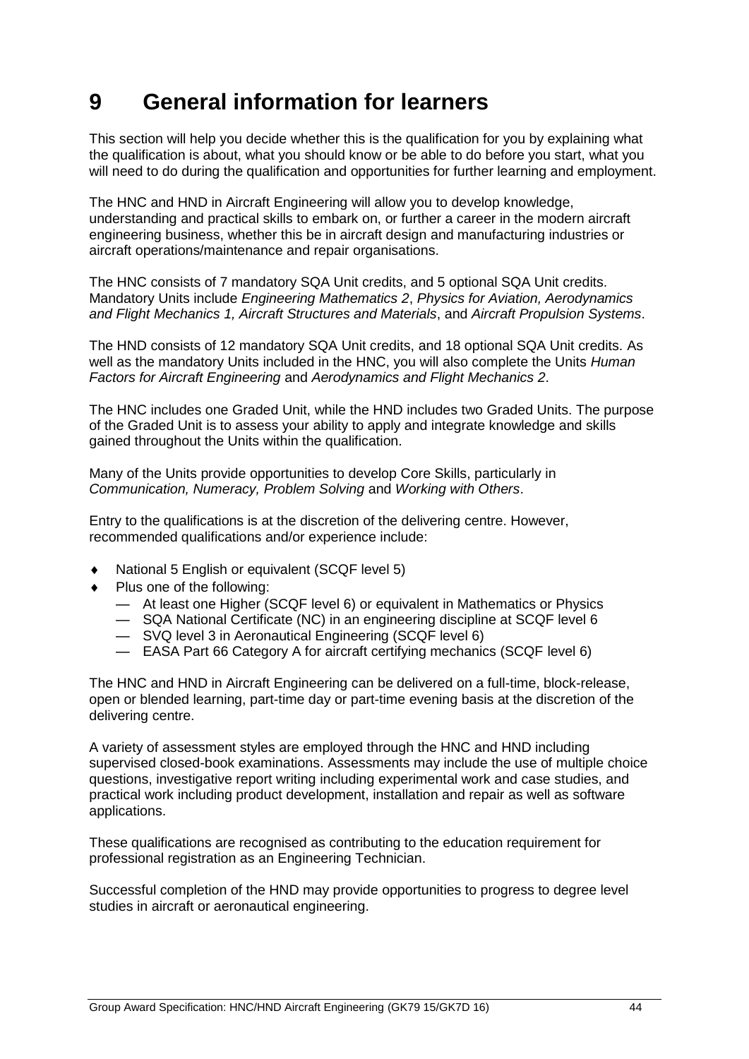# 9 General information for learners

This section will help you decide whether this is the qualification for you by explaining what the qualification is about, what you should know or be able to do before you start, what you will need to do during the qualification and opportunities for further learning and employment.

The HNC and HND in Aircraft Engineering will allow you to develop knowledge, understanding and practical skills to embark on, or further a career in the modern aircraft engineering business, whether this be in aircraft design and manufacturing industries or aircraft operations/maintenance and repair organisations.

The HNC consists of 7 mandatory SQA Unit credits, and 5 optional SQA Unit credits. Mandatory Units include *Engineering Mathematics 2*, *Physics for Aviation, Aerodynamics and Flight Mechanics 1, Aircraft Structures and Materials*, and *Aircraft Propulsion Systems*.

The HND consists of 12 mandatory SQA Unit credits, and 18 optional SQA Unit credits. As well as the mandatory Units included in the HNC, you will also complete the Units *Human Factors for Aircraft Engineering* and *Aerodynamics and Flight Mechanics 2*.

The HNC includes one Graded Unit, while the HND includes two Graded Units. The purpose of the Graded Unit is to assess your ability to apply and integrate knowledge and skills gained throughout the Units within the qualification.

Many of the Units provide opportunities to develop Core Skills, particularly in *Communication, Numeracy, Problem Solving* and *Working with Others*.

Entry to the qualifications is at the discretion of the delivering centre. However, recommended qualifications and/or experience include:

- National 5 English or equivalent (SCQF level 5)
- Plus one of the following:
  - At least one Higher (SCQF level 6) or equivalent in Mathematics or Physics
  - SQA National Certificate (NC) in an engineering discipline at SCQF level 6
  - SVQ level 3 in Aeronautical Engineering (SCQF level 6)
  - EASA Part 66 Category A for aircraft certifying mechanics (SCQF level 6)

The HNC and HND in Aircraft Engineering can be delivered on a full-time, block-release, open or blended learning, part-time day or part-time evening basis at the discretion of the delivering centre.

A variety of assessment styles are employed through the HNC and HND including supervised closed-book examinations. Assessments may include the use of multiple choice questions, investigative report writing including experimental work and case studies, and practical work including product development, installation and repair as well as software applications.

These qualifications are recognised as contributing to the education requirement for professional registration as an Engineering Technician.

Successful completion of the HND may provide opportunities to progress to degree level studies in aircraft or aeronautical engineering.